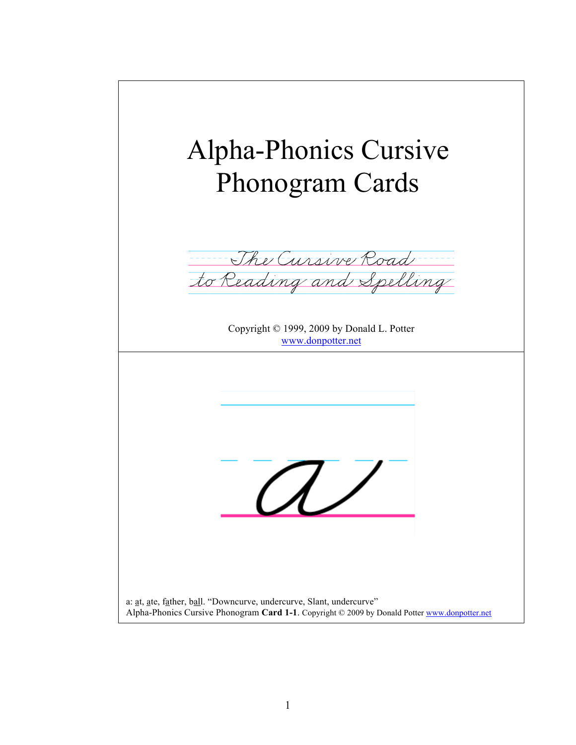# Alpha-Phonics Cursive Phonogram Cards

*The Cursive Road to Reading and Spelling*

Copyright © 1999, 2009 by Donald L. Potter
www.donpotter.net

---

a: at, ate, father, ball. "Downcurve, undercurve, Slant, undercurve"
Alpha-Phonics Cursive Phonogram **Card 1-1**. Copyright © 2009 by Donald Potter www.donpotter.net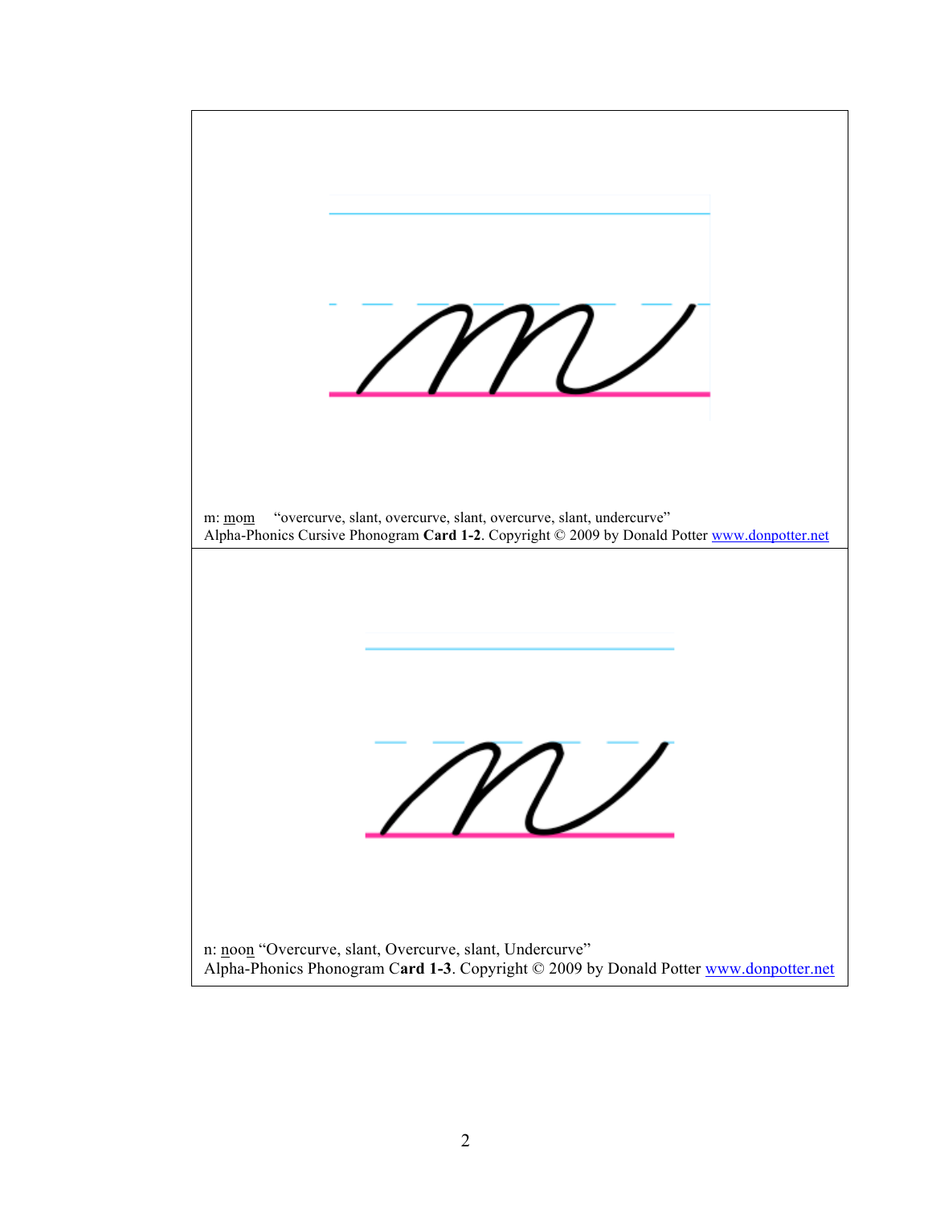m: <u>m</u>o<u>m</u>     “overcurve, slant, overcurve, slant, overcurve, slant, undercurve”
Alpha-Phonics Cursive Phonogram **Card 1-2**. Copyright © 2009 by Donald Potter [www.donpotter.net](http://www.donpotter.net)

n: <u>n</u>oo<u>n</u> “Overcurve, slant, Overcurve, slant, Undercurve”
Alpha-Phonics Phonogram C**ard 1-3**. Copyright © 2009 by Donald Potter [www.donpotter.net](http://www.donpotter.net)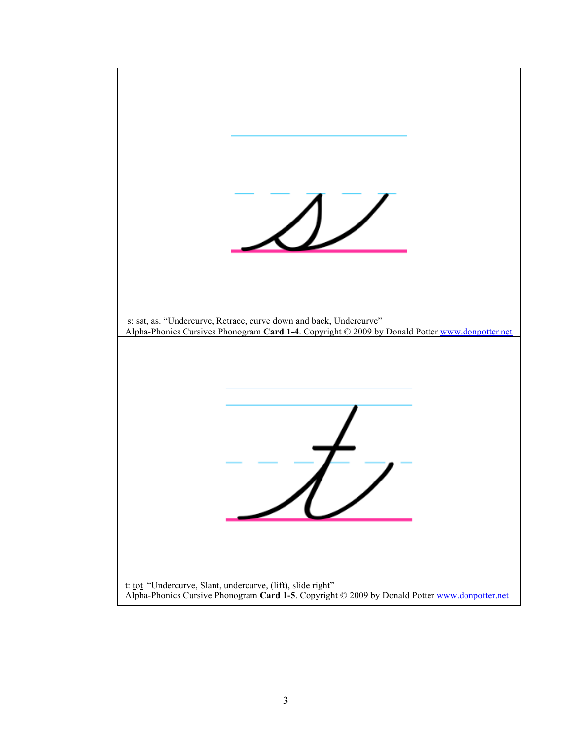s: <u>s</u>at, a<u>s</u>. “Undercurve, Retrace, curve down and back, Undercurve”
Alpha-Phonics Cursives Phonogram **Card 1-4**. Copyright © 2009 by Donald Potter [www.donpotter.net](http://www.donpotter.net)

t: <u>t</u>o<u>t</u> “Undercurve, Slant, undercurve, (lift), slide right”
Alpha-Phonics Cursive Phonogram **Card 1-5**. Copyright © 2009 by Donald Potter [www.donpotter.net](http://www.donpotter.net)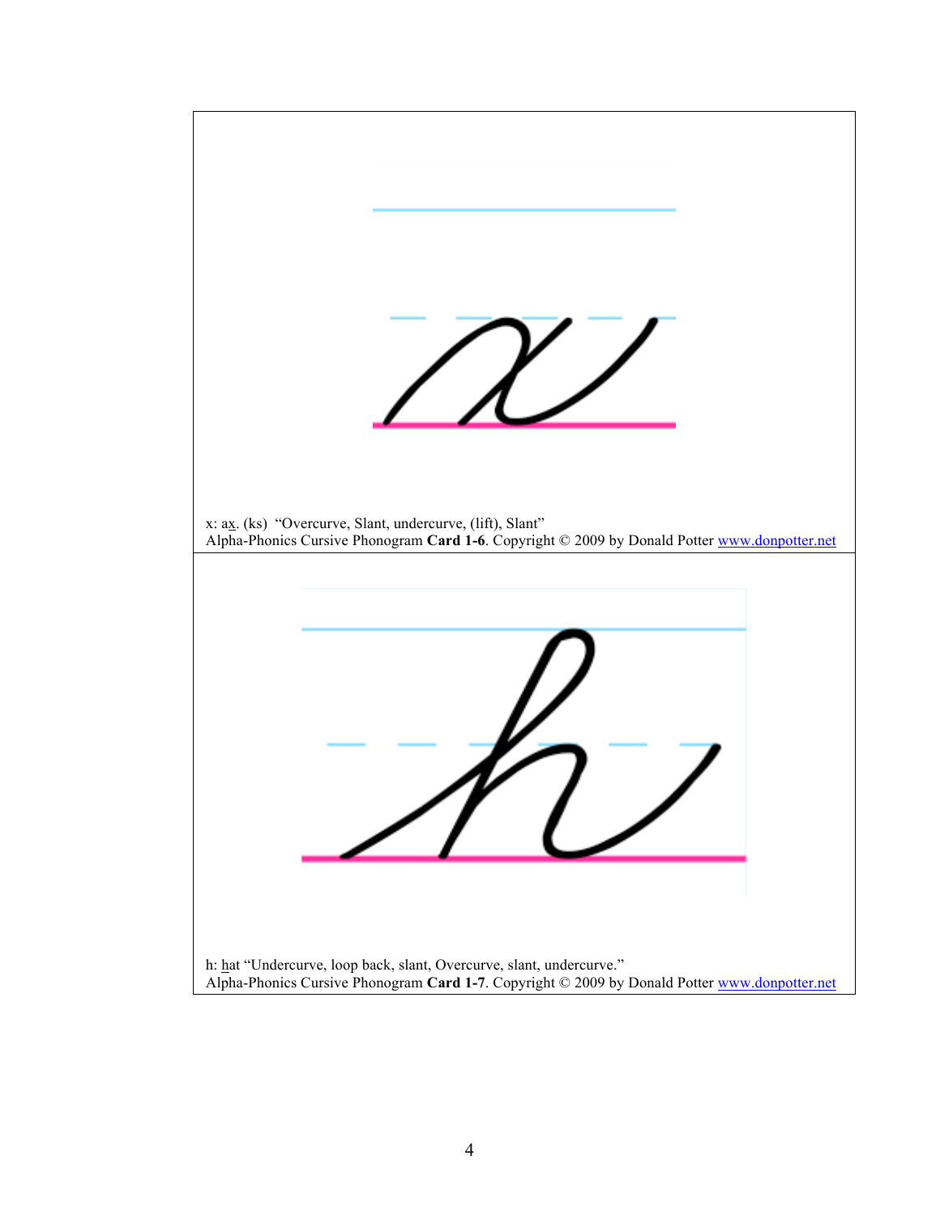x: a<u>x</u>. (ks) "Overcurve, Slant, undercurve, (lift), Slant"
Alpha-Phonics Cursive Phonogram **Card 1-6**. Copyright © 2009 by Donald Potter [www.donpotter.net](http://www.donpotter.net)

h: <u>h</u>at "Undercurve, loop back, slant, Overcurve, slant, undercurve."
Alpha-Phonics Cursive Phonogram **Card 1-7**. Copyright © 2009 by Donald Potter [www.donpotter.net](http://www.donpotter.net)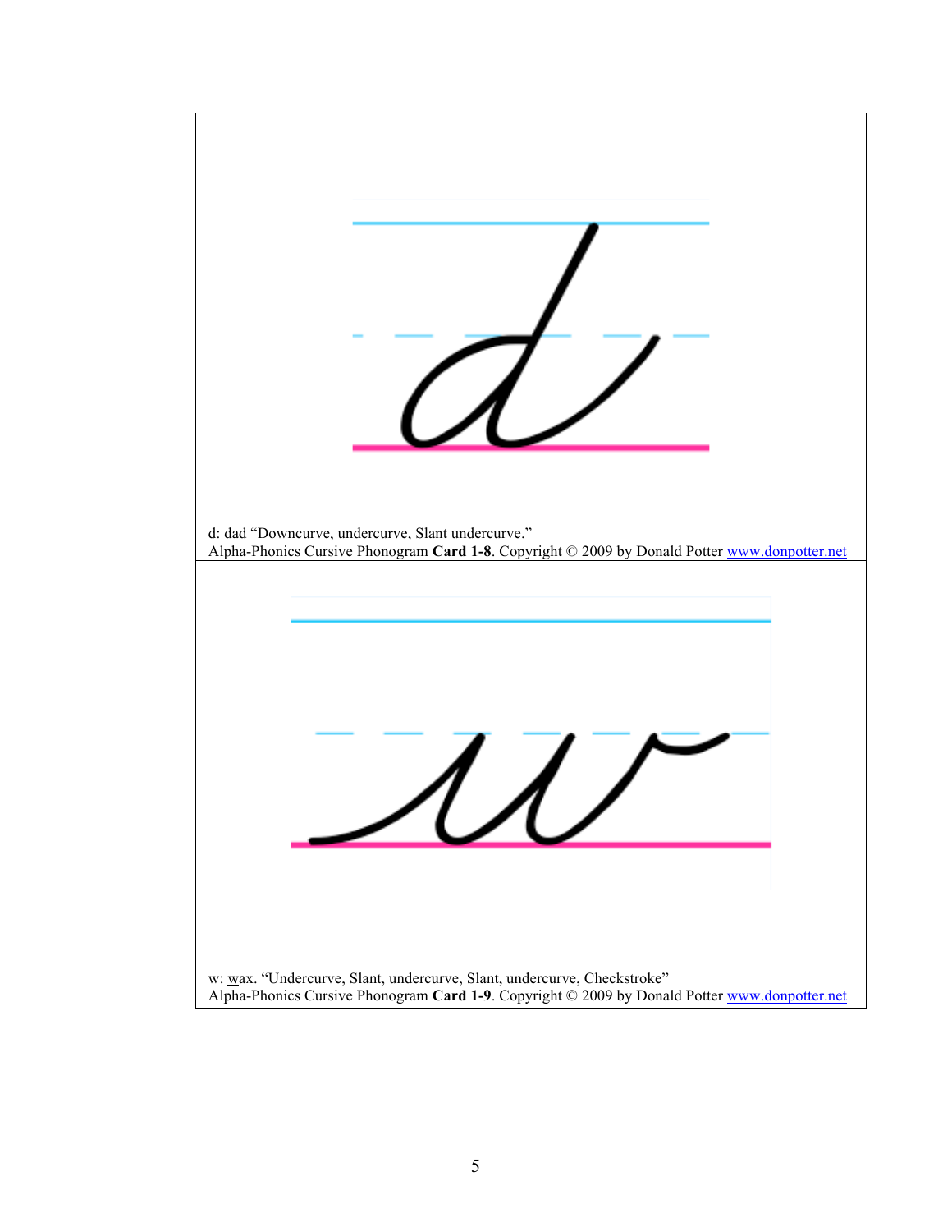d: <u>d</u>a<u>d</u> “Downcurve, undercurve, Slant undercurve.”
Alpha-Phonics Cursive Phonogram **Card 1-8**. Copyright © 2009 by Donald Potter www.donpotter.net

w: <u>w</u>ax. “Undercurve, Slant, undercurve, Slant, undercurve, Checkstroke”
Alpha-Phonics Cursive Phonogram **Card 1-9**. Copyright © 2009 by Donald Potter www.donpotter.net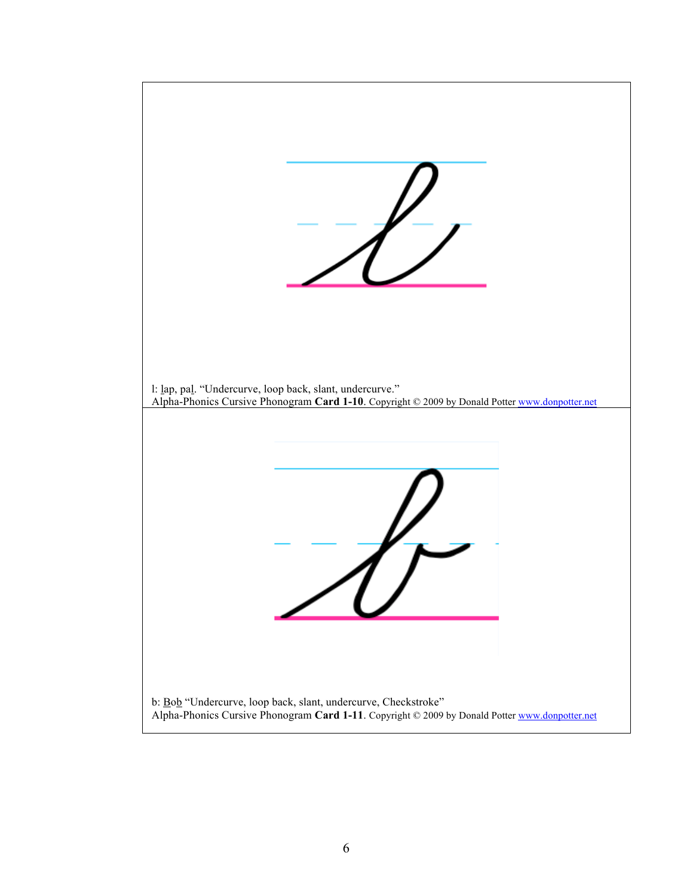l: <u>l</u>ap, pa<u>l</u>. “Undercurve, loop back, slant, undercurve.”
Alpha-Phonics Cursive Phonogram **Card 1-10**. Copyright © 2009 by Donald Potter www.donpotter.net

b: <u>Bob</u> “Undercurve, loop back, slant, undercurve, Checkstroke”
Alpha-Phonics Cursive Phonogram **Card 1-11**. Copyright © 2009 by Donald Potter www.donpotter.net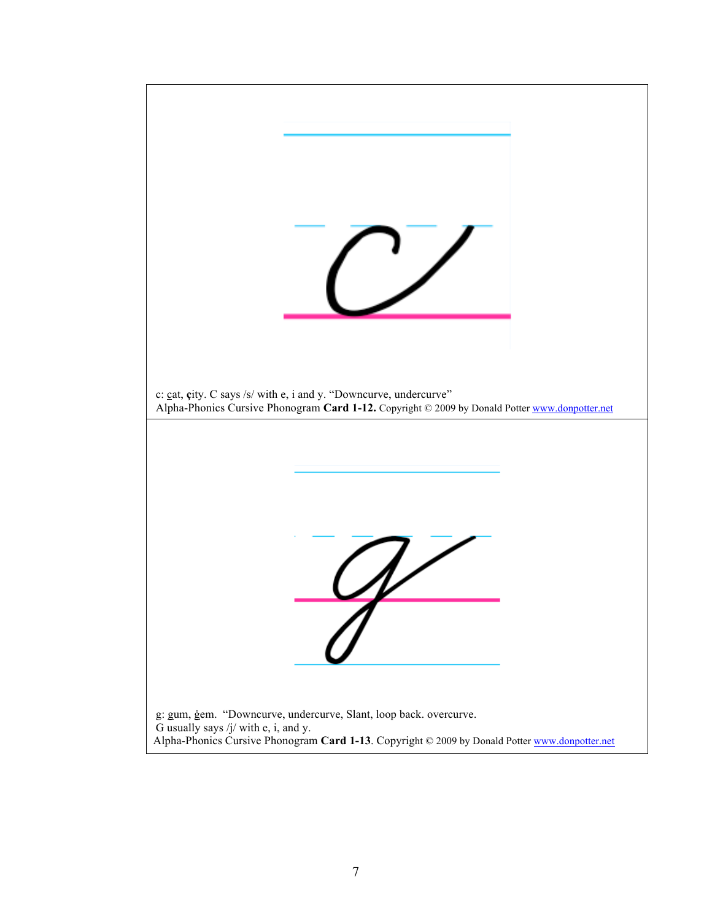c: c̲at, çity. C says /s/ with e, i and y. "Downcurve, undercurve"
Alpha-Phonics Cursive Phonogram **Card 1-12.** Copyright © 2009 by Donald Potter www.donpotter.net

g: gum, ġem. "Downcurve, undercurve, Slant, loop back. overcurve.
G usually says /j/ with e, i, and y.
Alpha-Phonics Cursive Phonogram **Card 1-13**. Copyright © 2009 by Donald Potter www.donpotter.net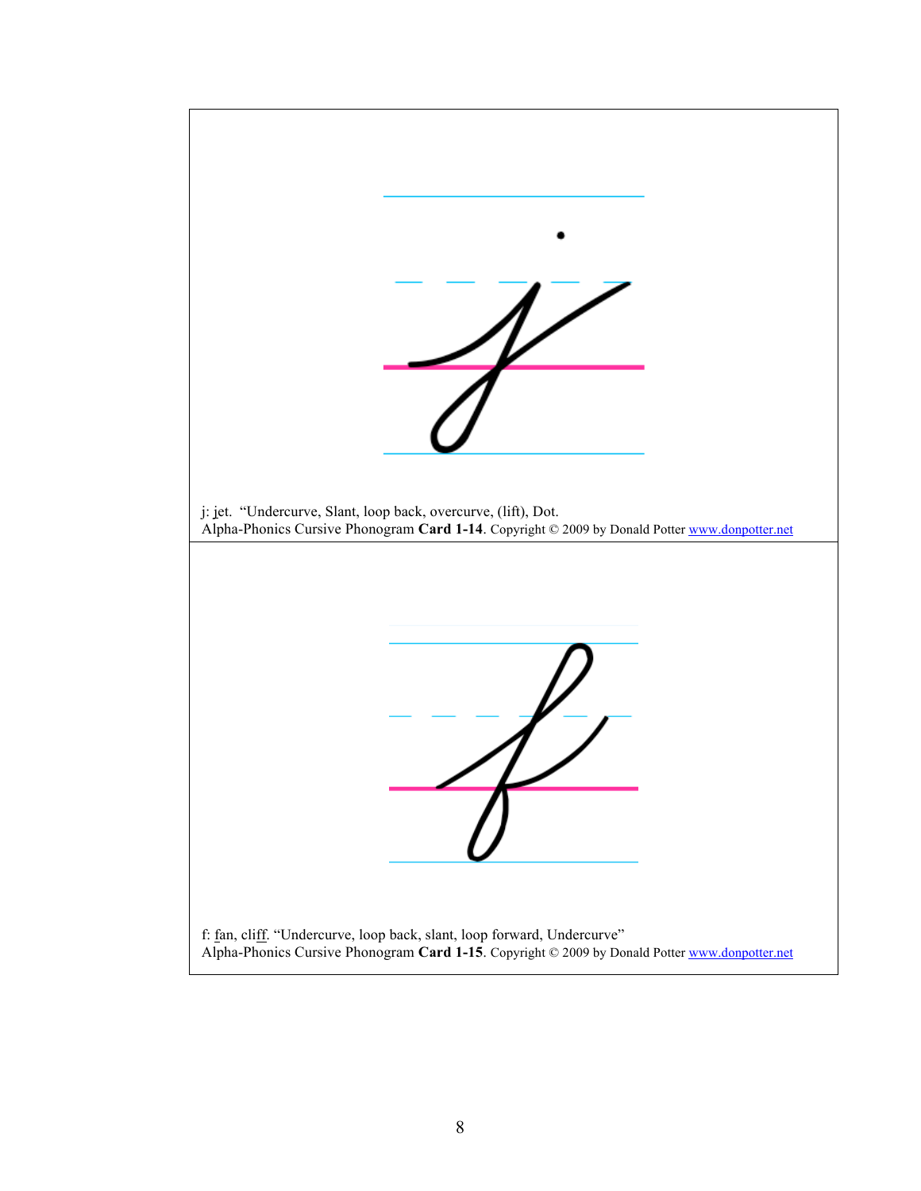j: jet. "Undercurve, Slant, loop back, overcurve, (lift), Dot.
Alpha-Phonics Cursive Phonogram **Card 1-14**. Copyright © 2009 by Donald Potter www.donpotter.net

f: fan, cliff. "Undercurve, loop back, slant, loop forward, Undercurve"
Alpha-Phonics Cursive Phonogram **Card 1-15**. Copyright © 2009 by Donald Potter www.donpotter.net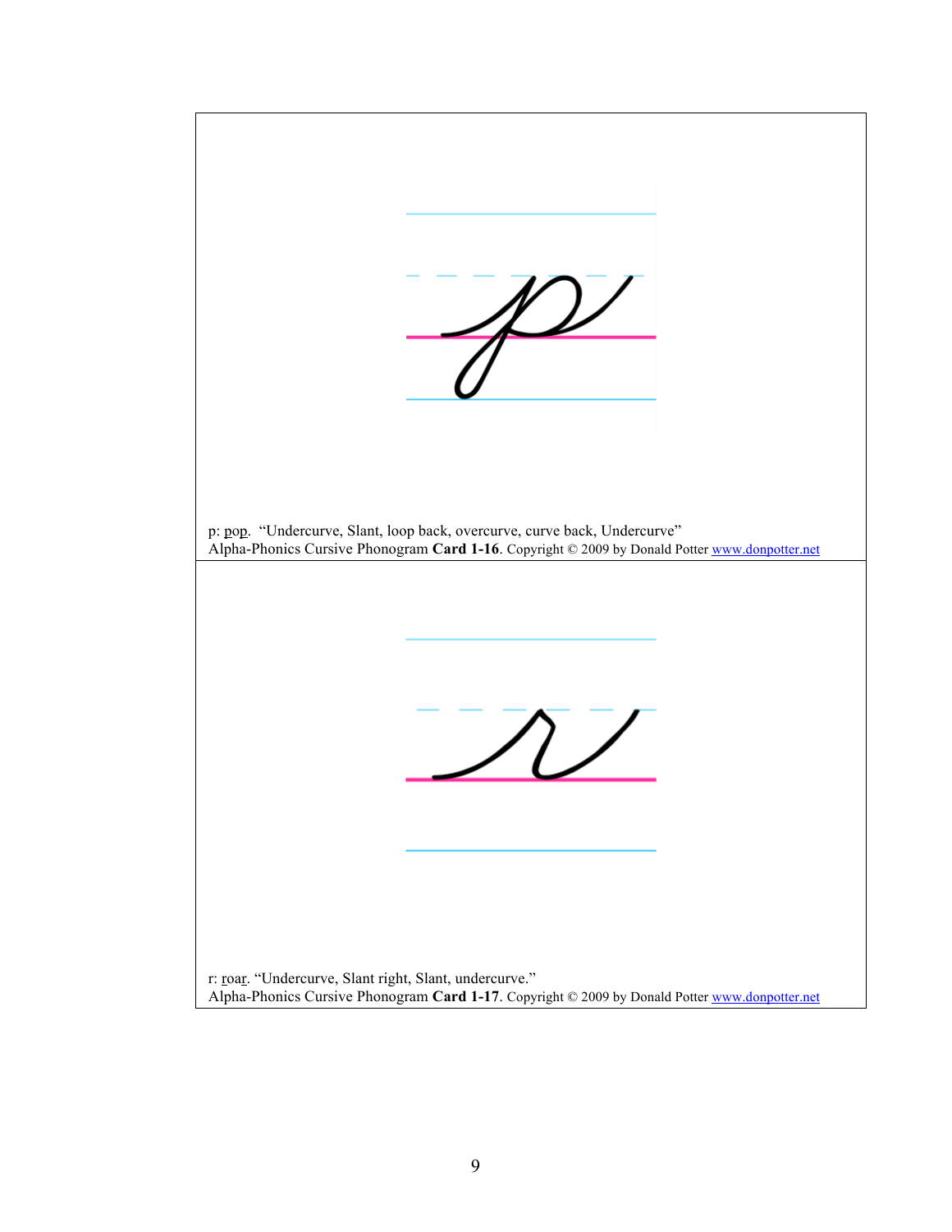p: pop. "Undercurve, Slant, loop back, overcurve, curve back, Undercurve"
Alpha-Phonics Cursive Phonogram **Card 1-16**. Copyright © 2009 by Donald Potter www.donpotter.net

r: roar. "Undercurve, Slant right, Slant, undercurve."
Alpha-Phonics Cursive Phonogram **Card 1-17**. Copyright © 2009 by Donald Potter www.donpotter.net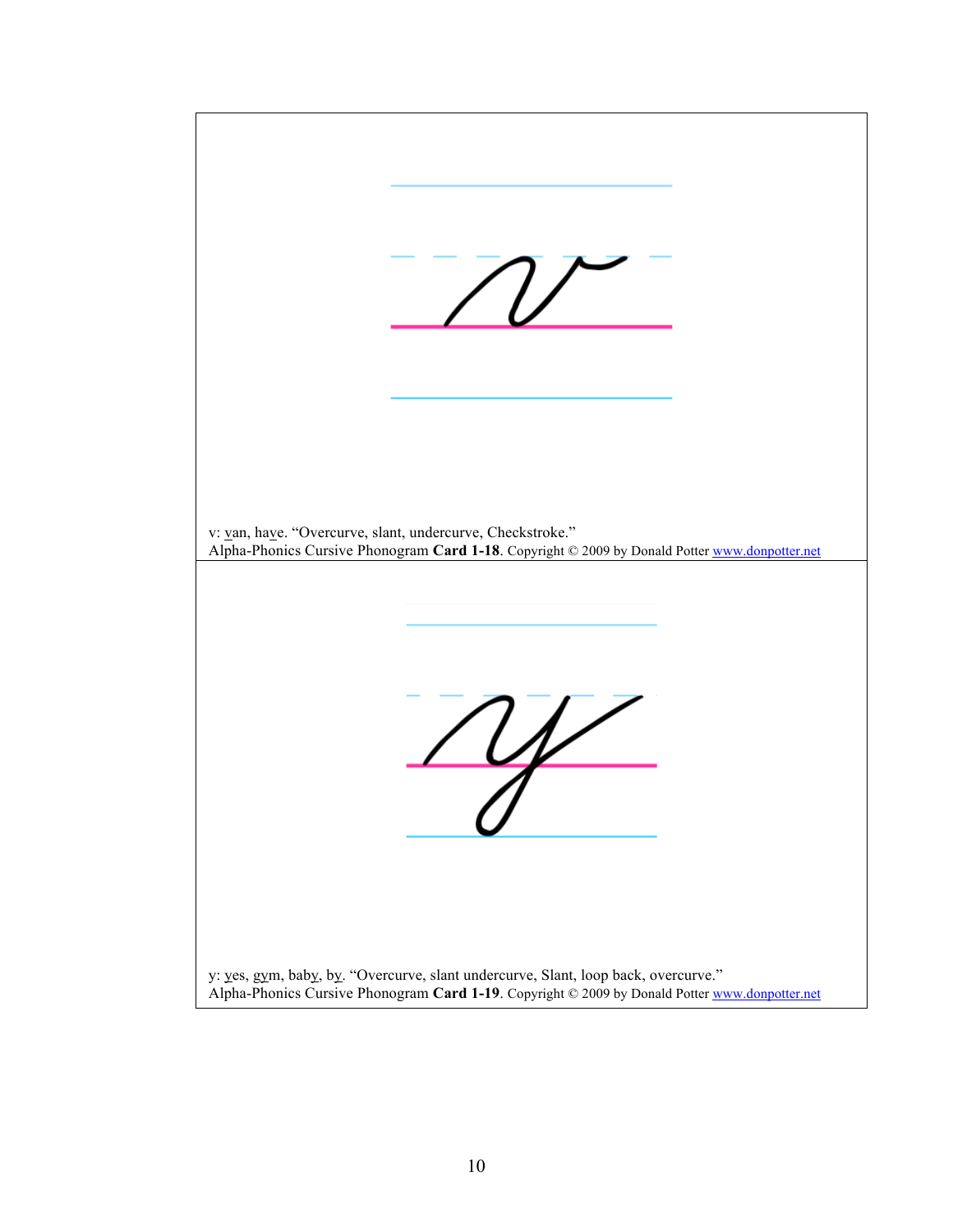v: <u>v</u>an, ha<u>v</u>e. “Overcurve, slant, undercurve, Checkstroke.”
Alpha-Phonics Cursive Phonogram **Card 1-18**. Copyright © 2009 by Donald Potter www.donpotter.net

y: <u>y</u>es, g<u>y</u>m, bab<u>y</u>, b<u>y</u>. “Overcurve, slant undercurve, Slant, loop back, overcurve.”
Alpha-Phonics Cursive Phonogram **Card 1-19**. Copyright © 2009 by Donald Potter www.donpotter.net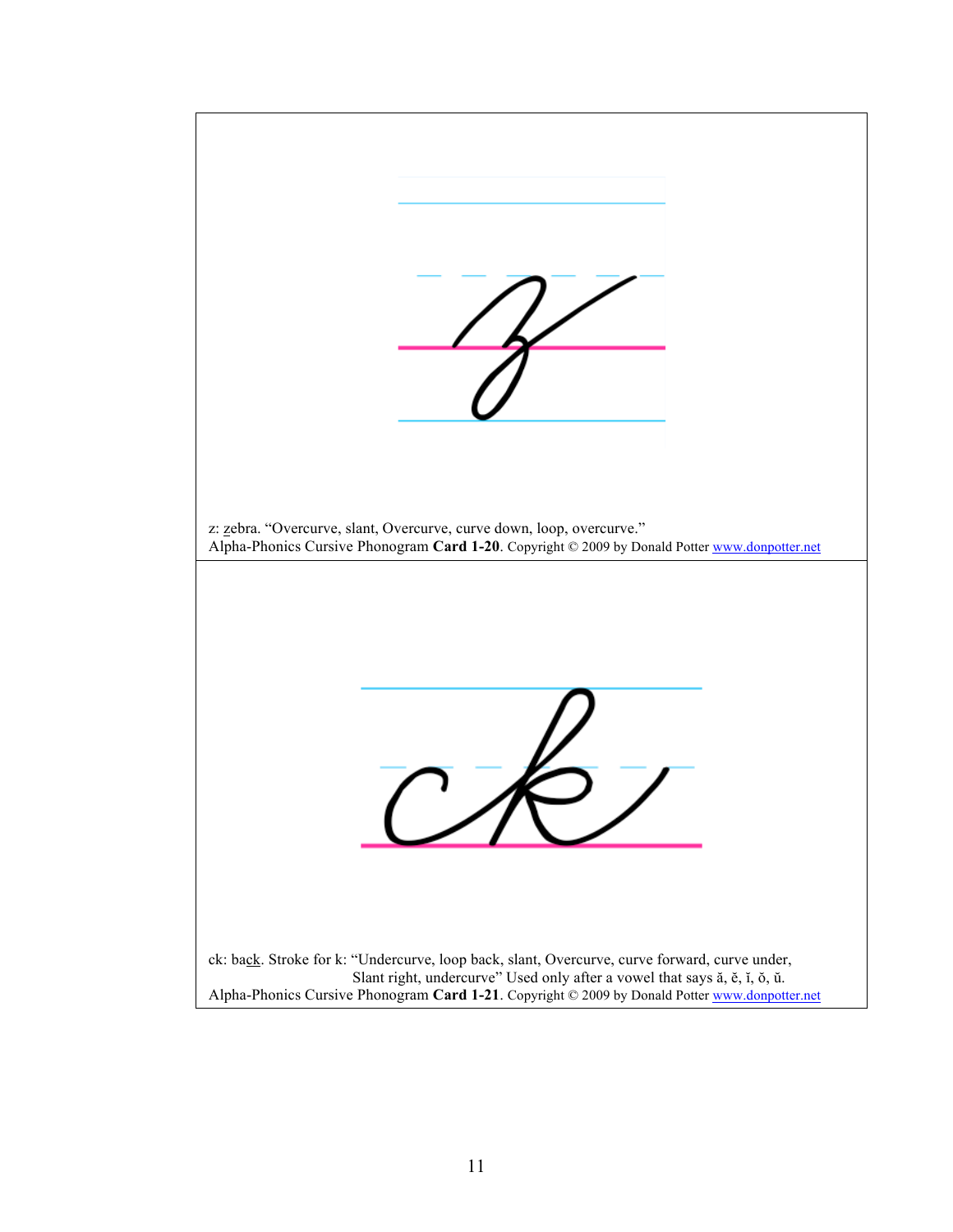z: <u>z</u>ebra. "Overcurve, slant, Overcurve, curve down, loop, overcurve."
Alpha-Phonics Cursive Phonogram **Card 1-20**. Copyright © 2009 by Donald Potter www.donpotter.net

ck: ba<u>ck</u>. Stroke for k: "Undercurve, loop back, slant, Overcurve, curve forward, curve under, Slant right, undercurve" Used only after a vowel that says ă, ĕ, ĭ, ŏ, ŭ.
Alpha-Phonics Cursive Phonogram **Card 1-21**. Copyright © 2009 by Donald Potter www.donpotter.net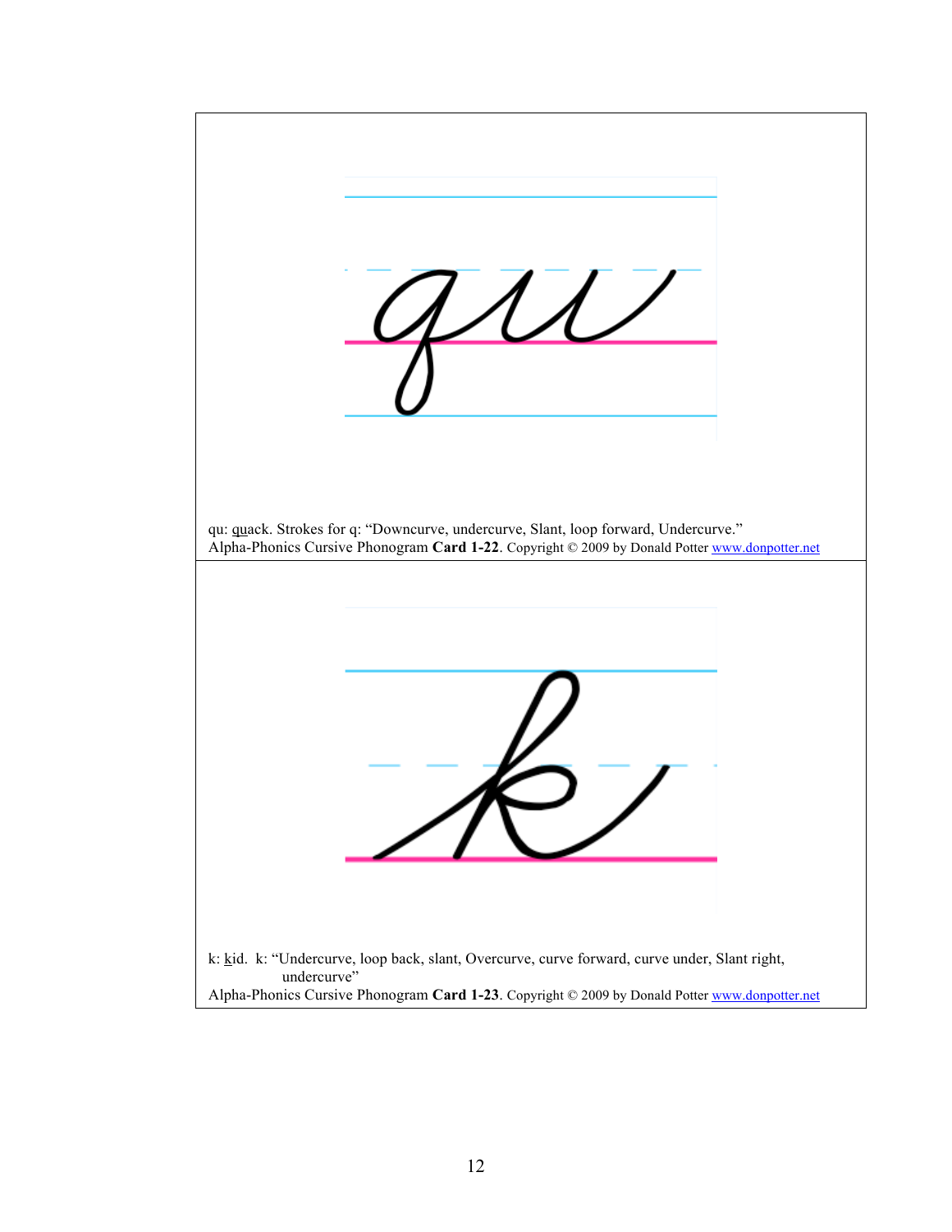qu: <u>qu</u>ack. Strokes for q: "Downcurve, undercurve, Slant, loop forward, Undercurve."
Alpha-Phonics Cursive Phonogram **Card 1-22**. Copyright © 2009 by Donald Potter www.donpotter.net

k: <u>k</u>id. k: "Undercurve, loop back, slant, Overcurve, curve forward, curve under, Slant right, undercurve"
Alpha-Phonics Cursive Phonogram **Card 1-23**. Copyright © 2009 by Donald Potter www.donpotter.net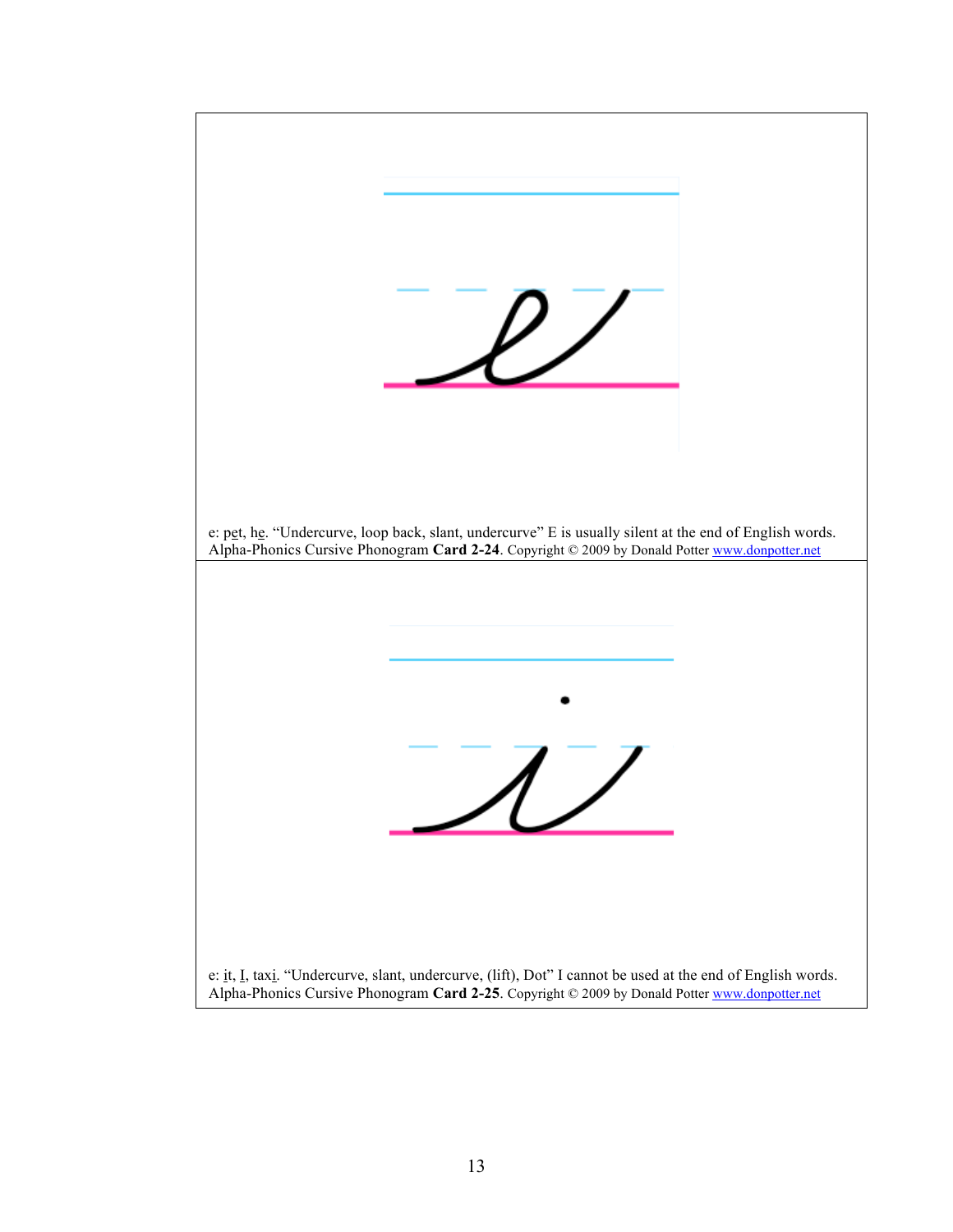e: p<u>e</u>t, h<u>e</u>. “Undercurve, loop back, slant, undercurve” E is usually silent at the end of English words.
Alpha-Phonics Cursive Phonogram **Card 2-24**. Copyright © 2009 by Donald Potter www.donpotter.net

e: <u>i</u>t, <u>I</u>, tax<u>i</u>. “Undercurve, slant, undercurve, (lift), Dot” I cannot be used at the end of English words.
Alpha-Phonics Cursive Phonogram **Card 2-25**. Copyright © 2009 by Donald Potter www.donpotter.net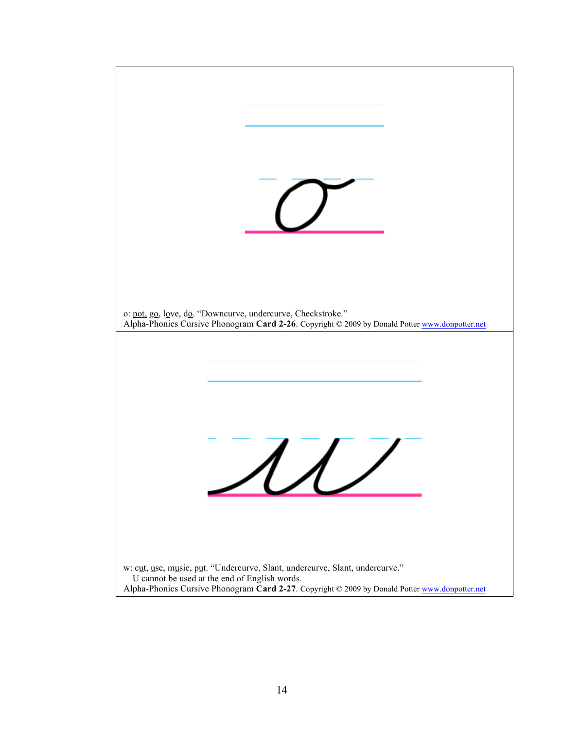o: <u>pot</u>, g<u>o</u>, l<u>o</u>ve, d<u>o</u>. "Downcurve, undercurve, Checkstroke."
Alpha-Phonics Cursive Phonogram **Card 2-26**. Copyright © 2009 by Donald Potter www.donpotter.net

w: c<u>u</u>t, <u>u</u>se, m<u>u</u>sic, p<u>u</u>t. "Undercurve, Slant, undercurve, Slant, undercurve."
U cannot be used at the end of English words.
Alpha-Phonics Cursive Phonogram **Card 2-27**. Copyright © 2009 by Donald Potter www.donpotter.net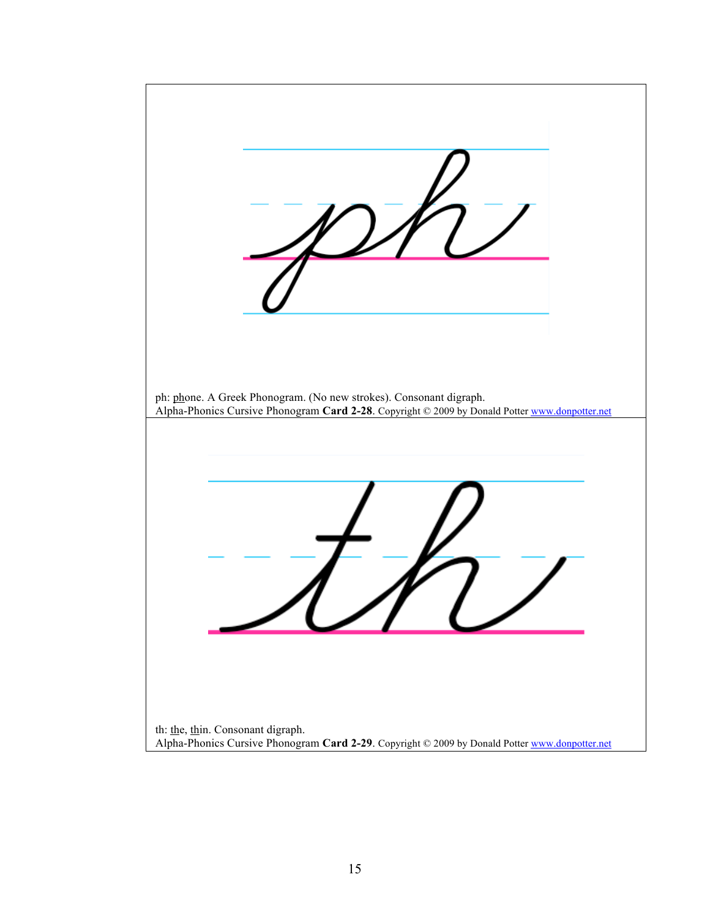ph: <u>ph</u>one. A Greek Phonogram. (No new strokes). Consonant digraph.
Alpha-Phonics Cursive Phonogram **Card 2-28**. Copyright © 2009 by Donald Potter www.donpotter.net

th: <u>th</u>e, <u>th</u>in. Consonant digraph.
Alpha-Phonics Cursive Phonogram **Card 2-29**. Copyright © 2009 by Donald Potter www.donpotter.net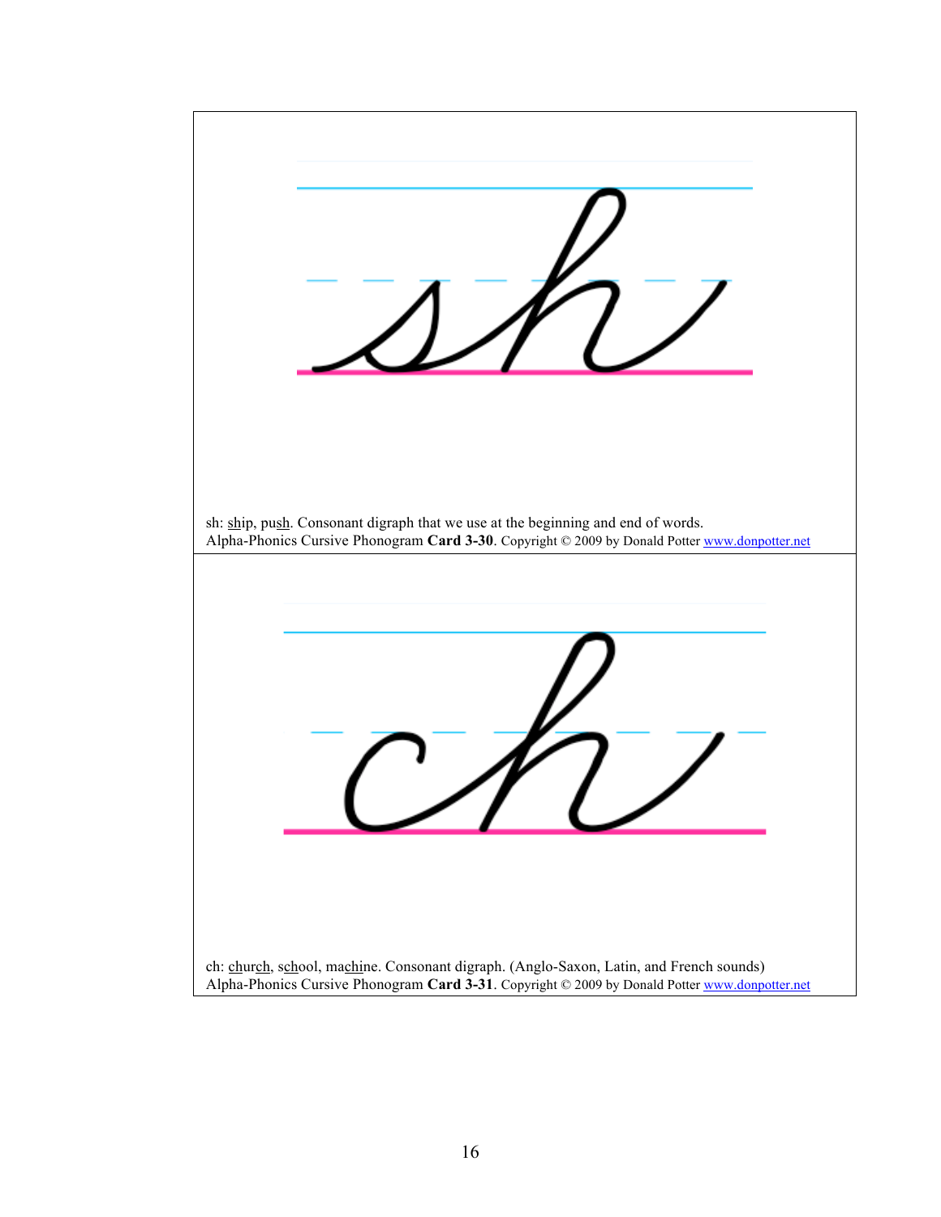sh: <u>sh</u>ip, pu<u>sh</u>. Consonant digraph that we use at the beginning and end of words.
Alpha-Phonics Cursive Phonogram **Card 3-30**. Copyright © 2009 by Donald Potter www.donpotter.net

ch: <u>ch</u>ur<u>ch</u>, s<u>ch</u>ool, ma<u>ch</u>ine. Consonant digraph. (Anglo-Saxon, Latin, and French sounds)
Alpha-Phonics Cursive Phonogram **Card 3-31**. Copyright © 2009 by Donald Potter www.donpotter.net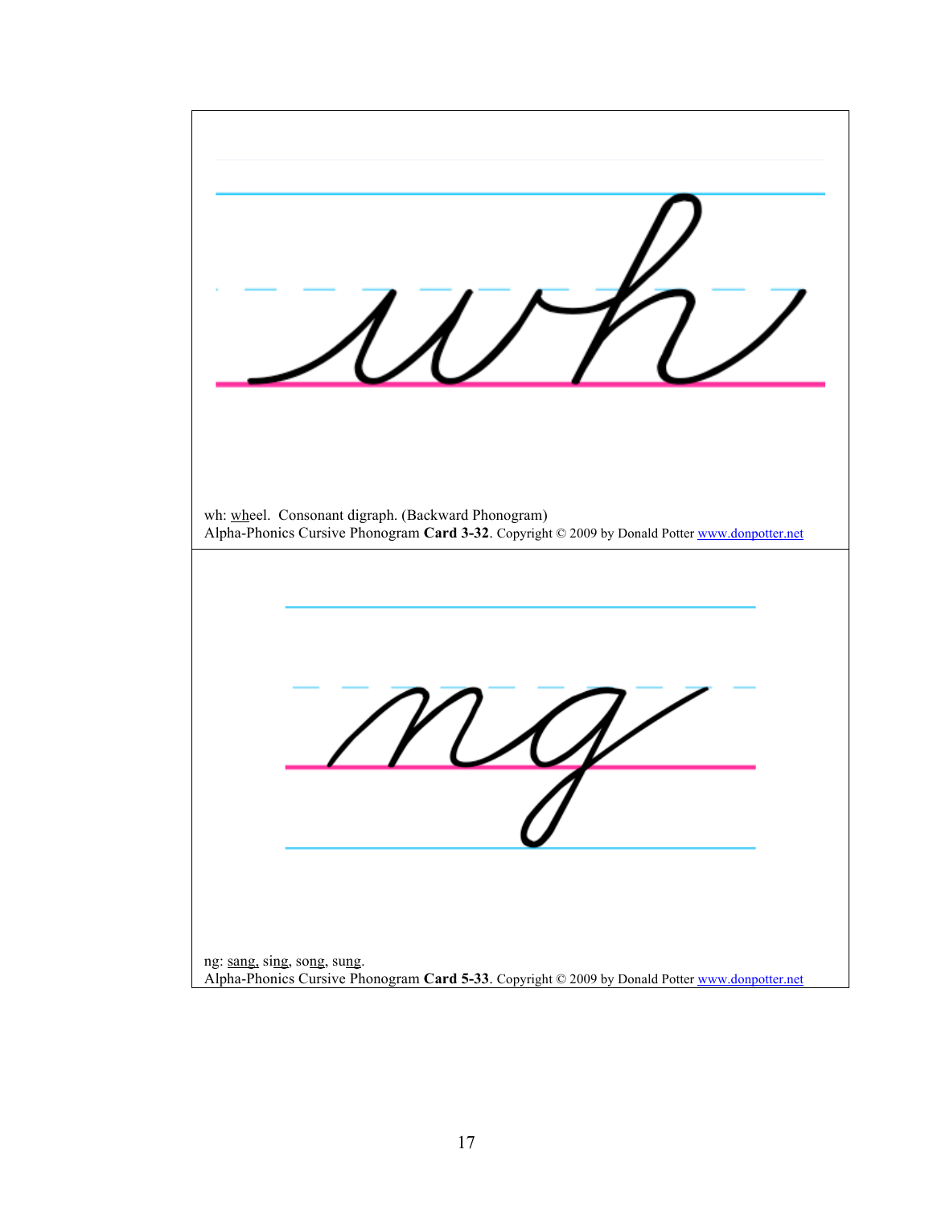wh: <u>wh</u>eel. Consonant digraph. (Backward Phonogram)

Alpha-Phonics Cursive Phonogram **Card 3-32**. Copyright © 2009 by Donald Potter www.donpotter.net

ng: sa<u>ng</u>, si<u>ng</u>, so<u>ng</u>, su<u>ng</u>.

Alpha-Phonics Cursive Phonogram **Card 5-33**. Copyright © 2009 by Donald Potter www.donpotter.net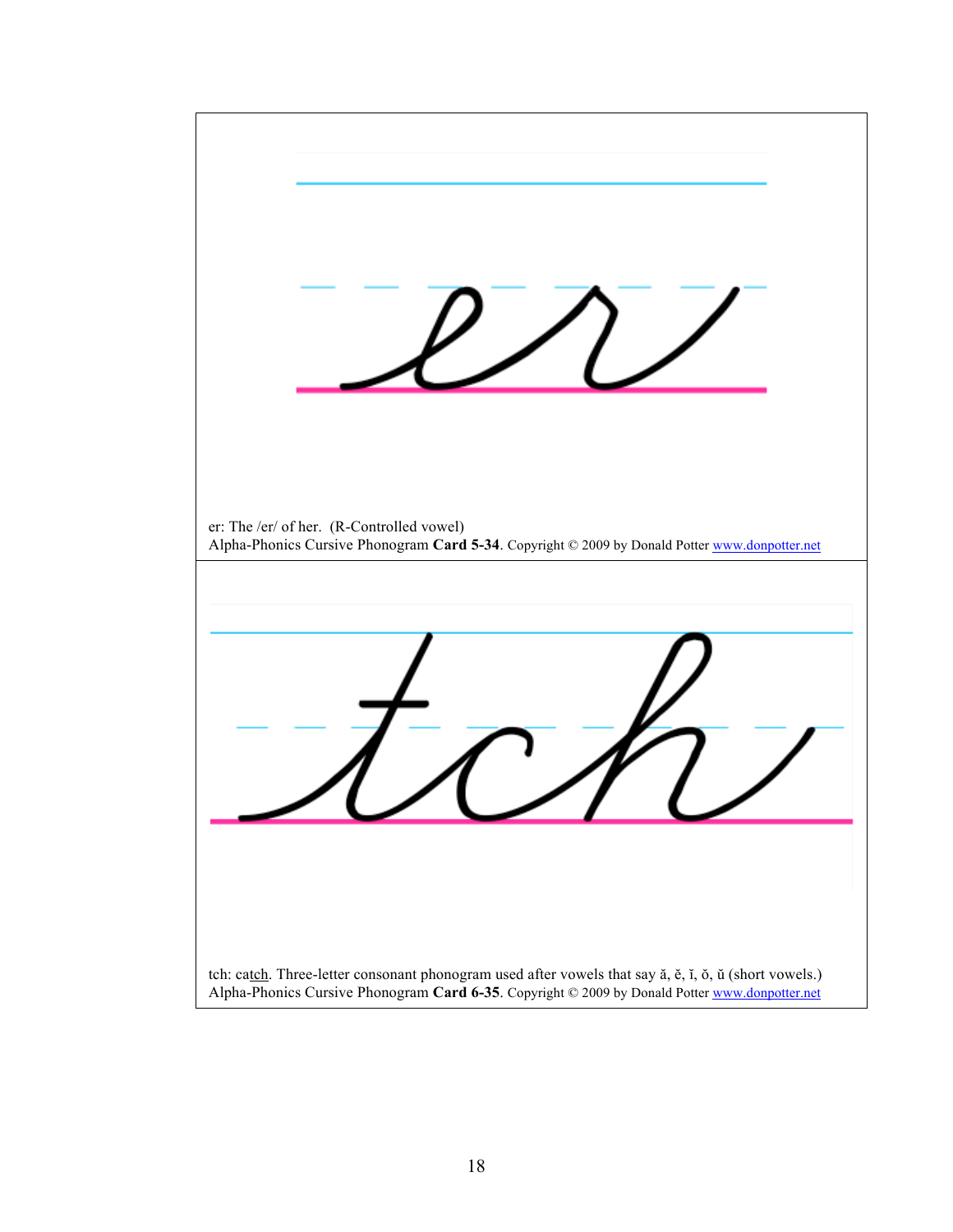er

er: The /er/ of her.  (R-Controlled vowel)
Alpha-Phonics Cursive Phonogram **Card 5-34**. Copyright © 2009 by Donald Potter www.donpotter.net

tch

tch: ca<u>tch</u>. Three-letter consonant phonogram used after vowels that say ă, ĕ, ĭ, ŏ, ŭ (short vowels.)
Alpha-Phonics Cursive Phonogram **Card 6-35**. Copyright © 2009 by Donald Potter www.donpotter.net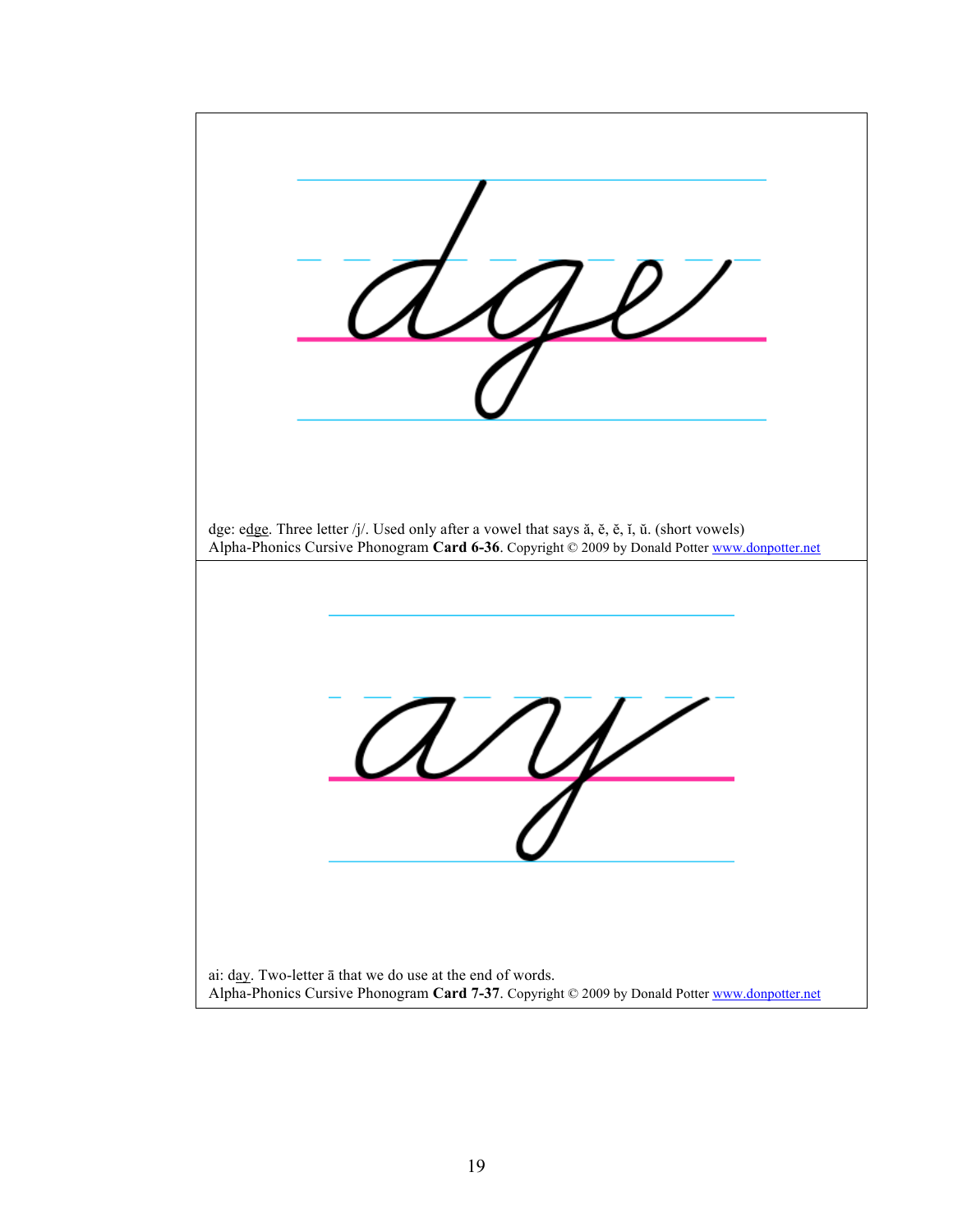dge

dge: e<u>dge</u>. Three letter /j/. Used only after a vowel that says ă, ĕ, ĕ, ĭ, ŭ. (short vowels)
Alpha-Phonics Cursive Phonogram **Card 6-36**. Copyright © 2009 by Donald Potter www.donpotter.net

ay

ai: d<u>ay</u>. Two-letter ā that we do use at the end of words.
Alpha-Phonics Cursive Phonogram **Card 7-37**. Copyright © 2009 by Donald Potter www.donpotter.net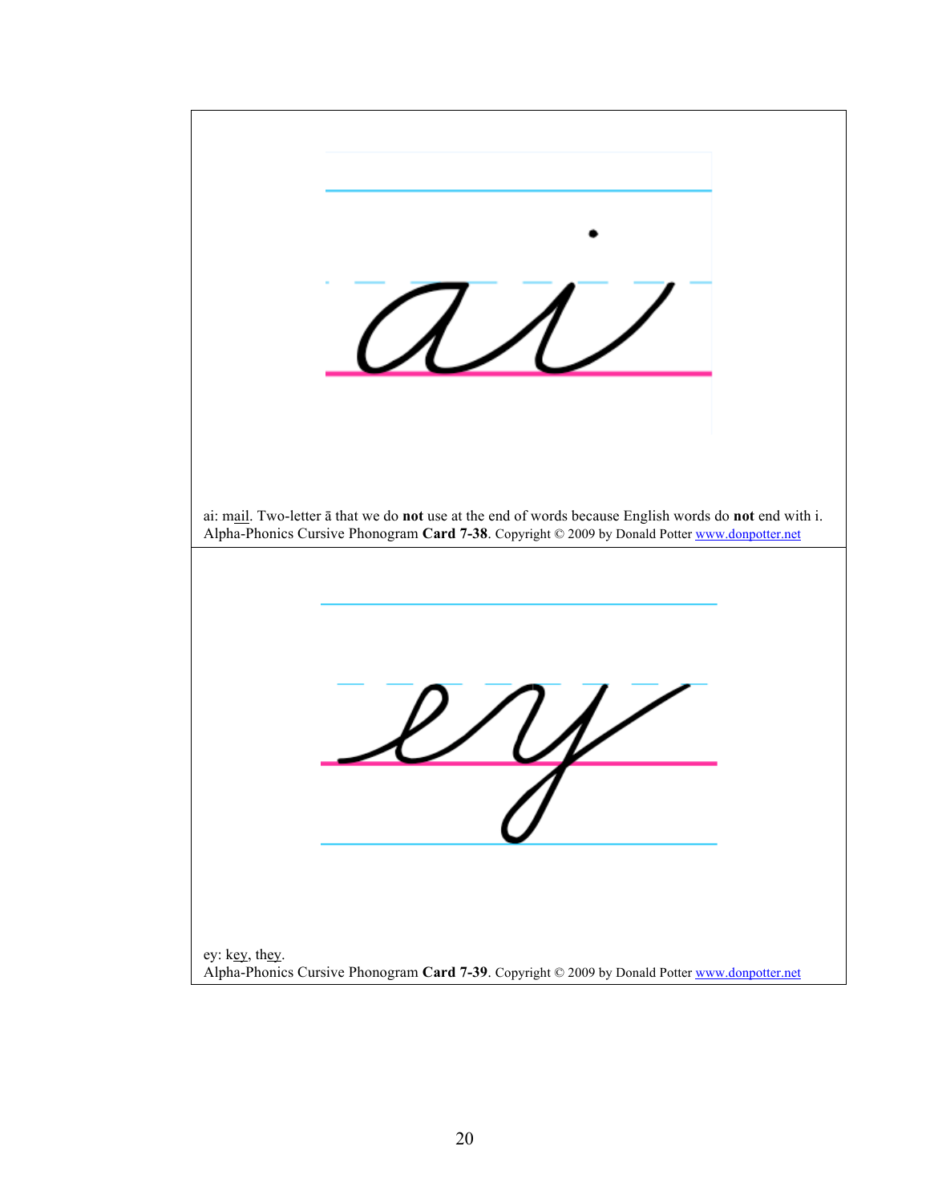ai: m<u>ai</u>l. Two-letter ā that we do **not** use at the end of words because English words do **not** end with i.
Alpha-Phonics Cursive Phonogram **Card 7-38**. Copyright © 2009 by Donald Potter www.donpotter.net

ey: k<u>ey</u>, th<u>ey</u>.
Alpha-Phonics Cursive Phonogram **Card 7-39**. Copyright © 2009 by Donald Potter www.donpotter.net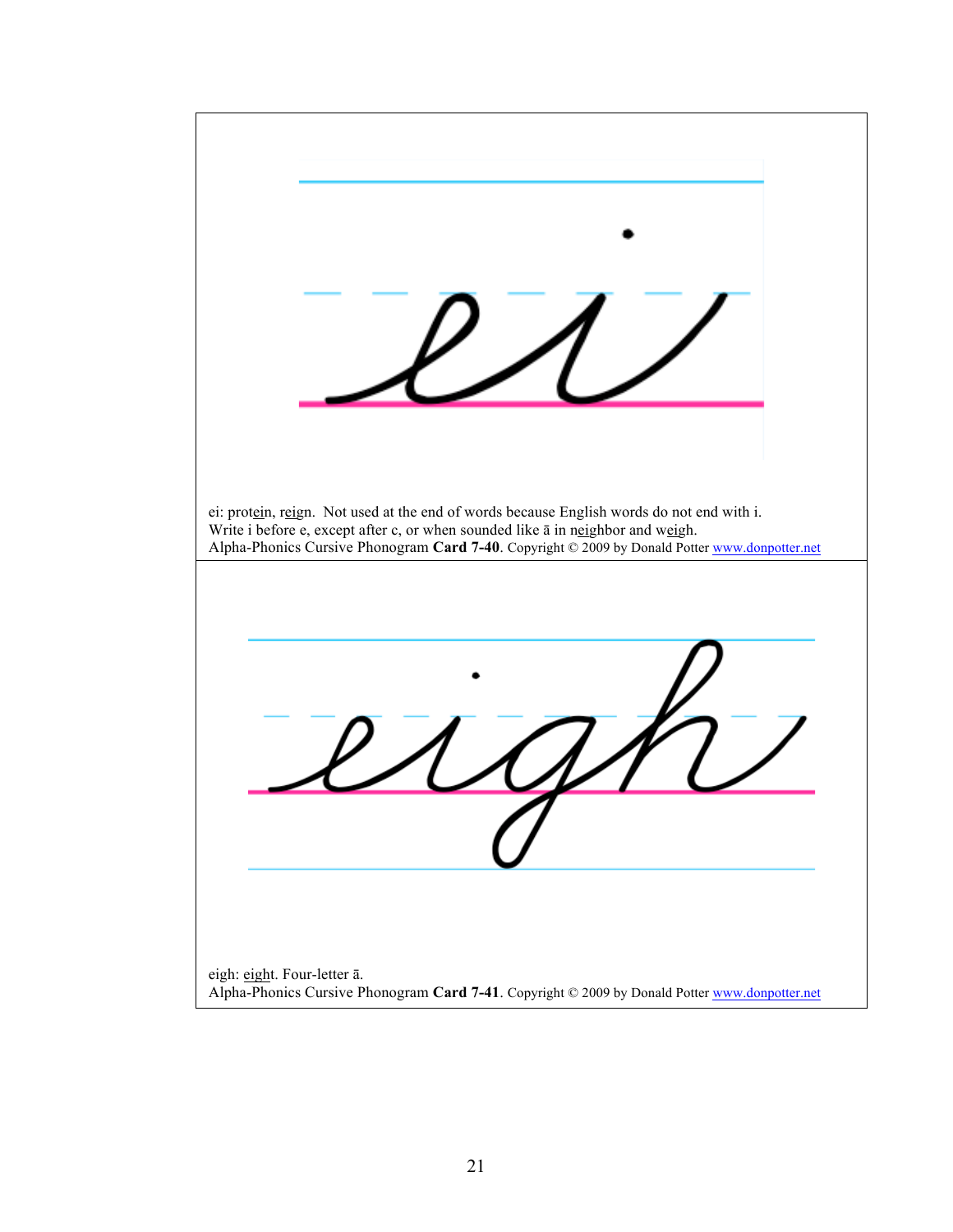ei

ei: prot<u>ei</u>n, r<u>eig</u>n. Not used at the end of words because English words do not end with i.
Write i before e, except after c, or when sounded like ā in n<u>ei</u>ghbor and w<u>eigh</u>.
Alpha-Phonics Cursive Phonogram **Card 7-40**. Copyright © 2009 by Donald Potter www.donpotter.net

eigh

eigh: <u>eigh</u>t. Four-letter ā.
Alpha-Phonics Cursive Phonogram **Card 7-41**. Copyright © 2009 by Donald Potter www.donpotter.net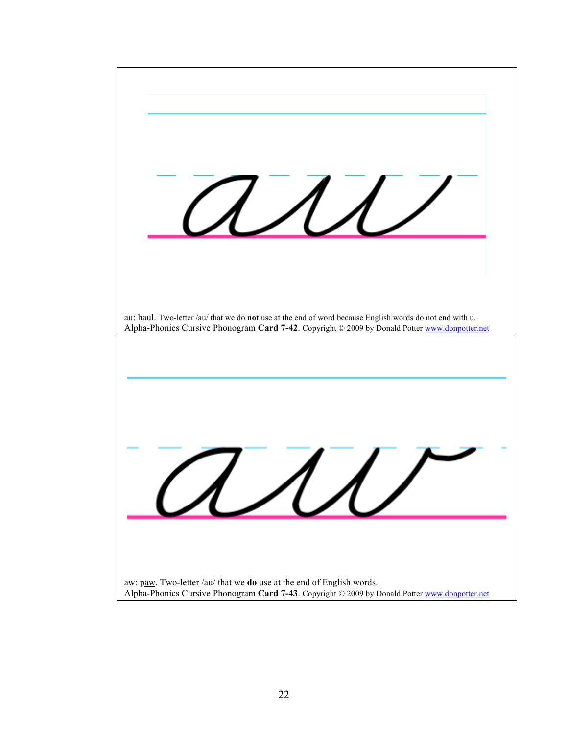au: h<u>au</u>l. Two-letter /au/ that we do **not** use at the end of word because English words do not end with u.
Alpha-Phonics Cursive Phonogram **Card 7-42**. Copyright © 2009 by Donald Potter www.donpotter.net

aw: p<u>aw</u>. Two-letter /au/ that we **do** use at the end of English words.
Alpha-Phonics Cursive Phonogram **Card 7-43**. Copyright © 2009 by Donald Potter www.donpotter.net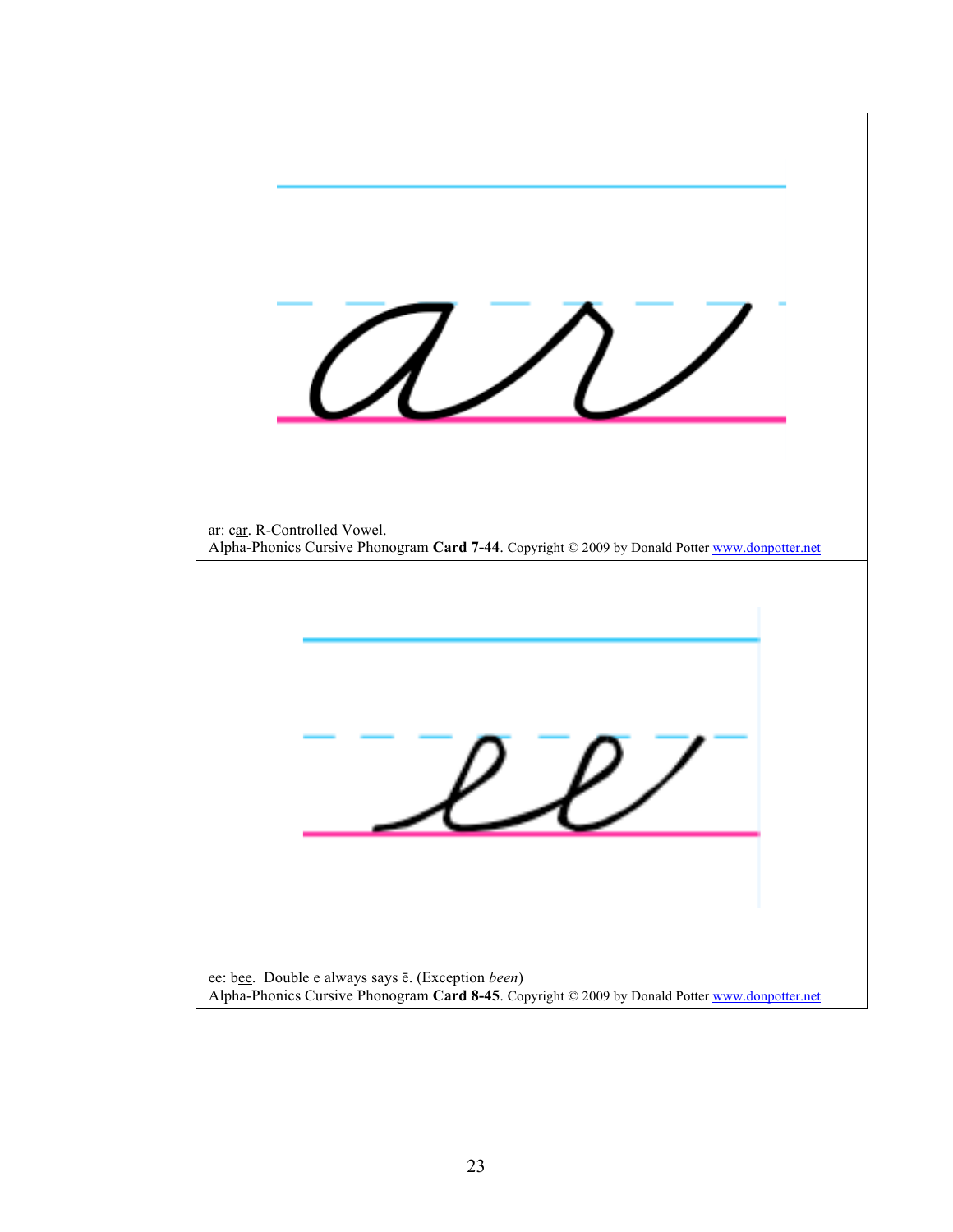ar: car. R-Controlled Vowel.
Alpha-Phonics Cursive Phonogram **Card 7-44**. Copyright © 2009 by Donald Potter www.donpotter.net

ee: bee. Double e always says ē. (Exception *been*)
Alpha-Phonics Cursive Phonogram **Card 8-45**. Copyright © 2009 by Donald Potter www.donpotter.net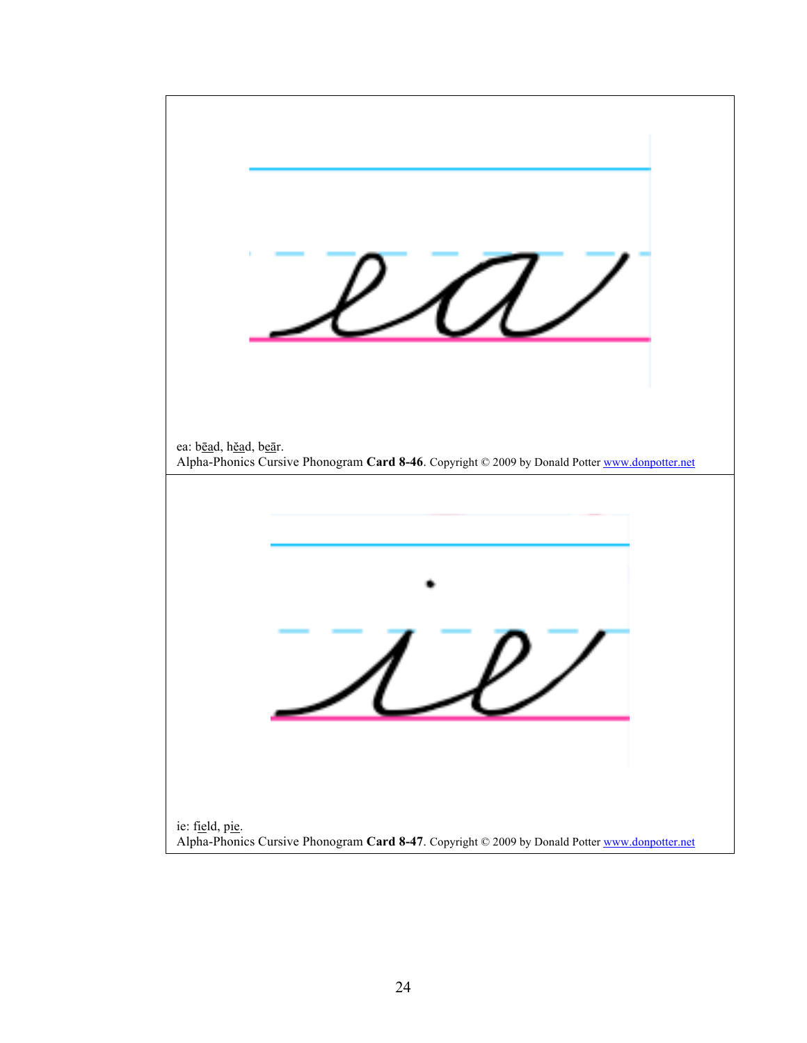ea: bē<u>a</u>d, hĕ<u>a</u>d, b<u>eā</u>r.

Alpha-Phonics Cursive Phonogram **Card 8-46**. Copyright © 2009 by Donald Potter www.donpotter.net

ie: f<u>ie</u>ld, p<u>ie</u>.

Alpha-Phonics Cursive Phonogram **Card 8-47**. Copyright © 2009 by Donald Potter www.donpotter.net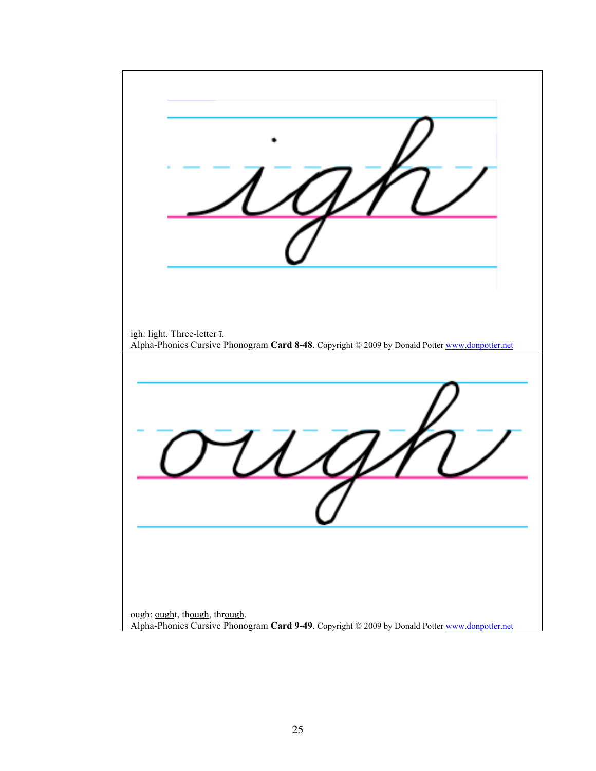igh: light. Three-letter ī.

Alpha-Phonics Cursive Phonogram **Card 8-48**. Copyright © 2009 by Donald Potter www.donpotter.net

ough: ought, though, through.

Alpha-Phonics Cursive Phonogram **Card 9-49**. Copyright © 2009 by Donald Potter www.donpotter.net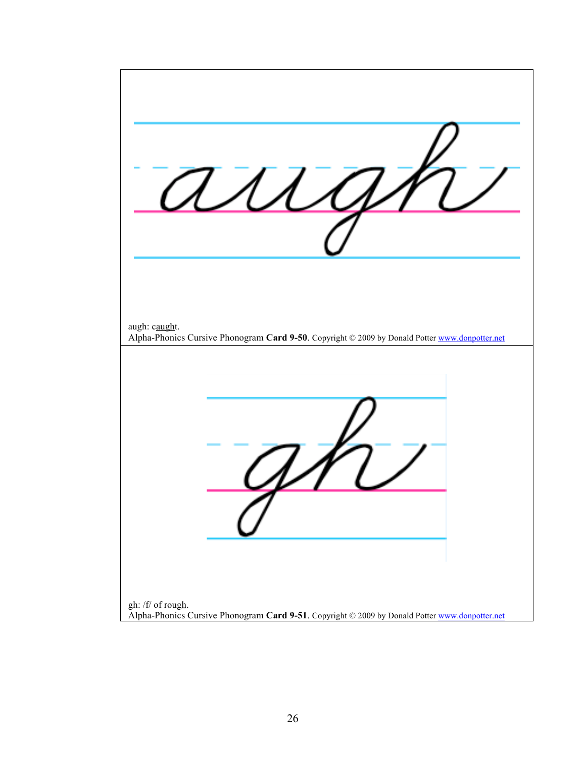augh: c<u>augh</u>t.
Alpha-Phonics Cursive Phonogram **Card 9-50**. Copyright © 2009 by Donald Potter www.donpotter.net

gh: /f/ of rou<u>gh</u>.
Alpha-Phonics Cursive Phonogram **Card 9-51**. Copyright © 2009 by Donald Potter www.donpotter.net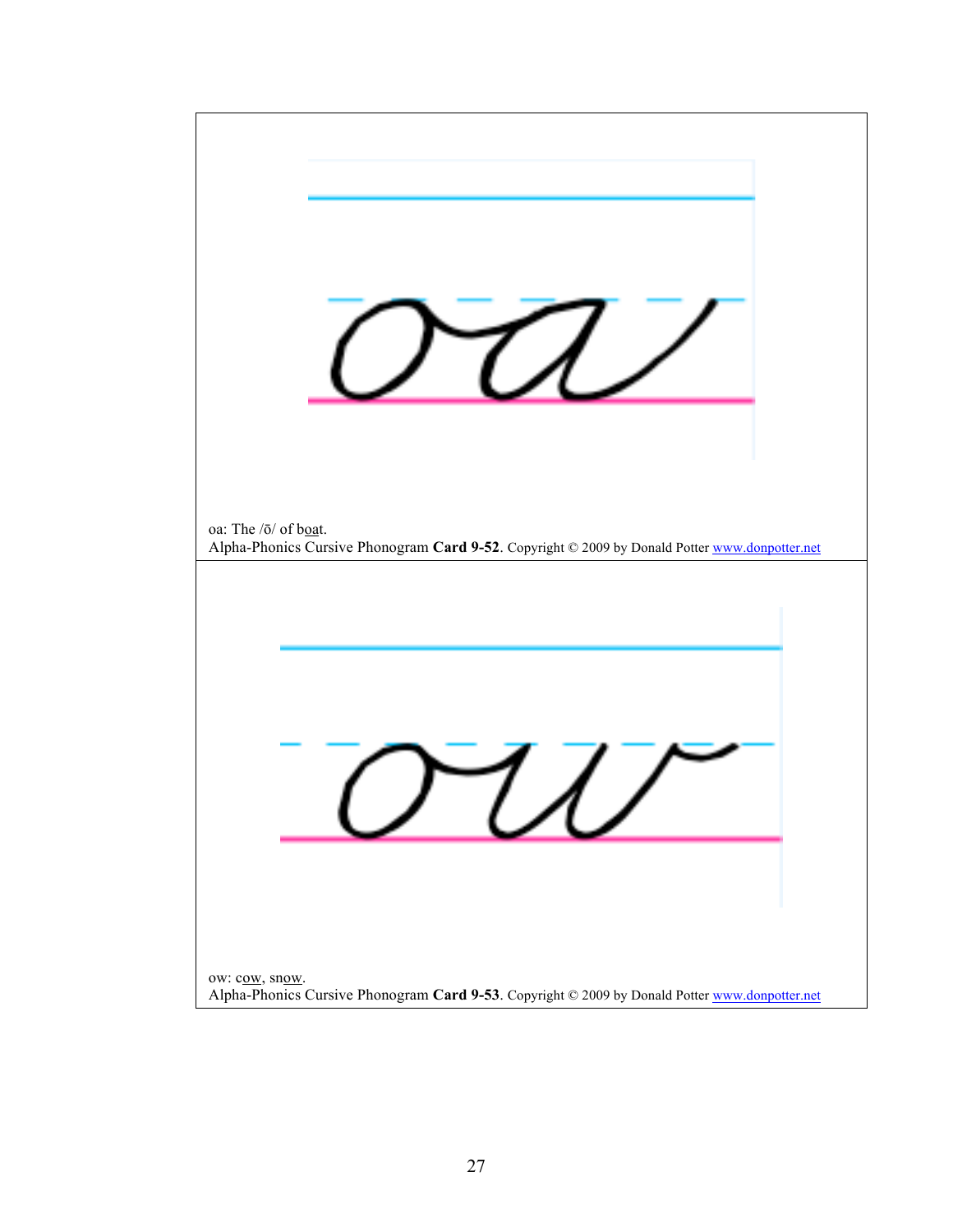oa: The /ō/ of b<u>oa</u>t.
Alpha-Phonics Cursive Phonogram **Card 9-52**. Copyright © 2009 by Donald Potter [www.donpotter.net](http://www.donpotter.net)

ow: c<u>ow</u>, sn<u>ow</u>.
Alpha-Phonics Cursive Phonogram **Card 9-53**. Copyright © 2009 by Donald Potter [www.donpotter.net](http://www.donpotter.net)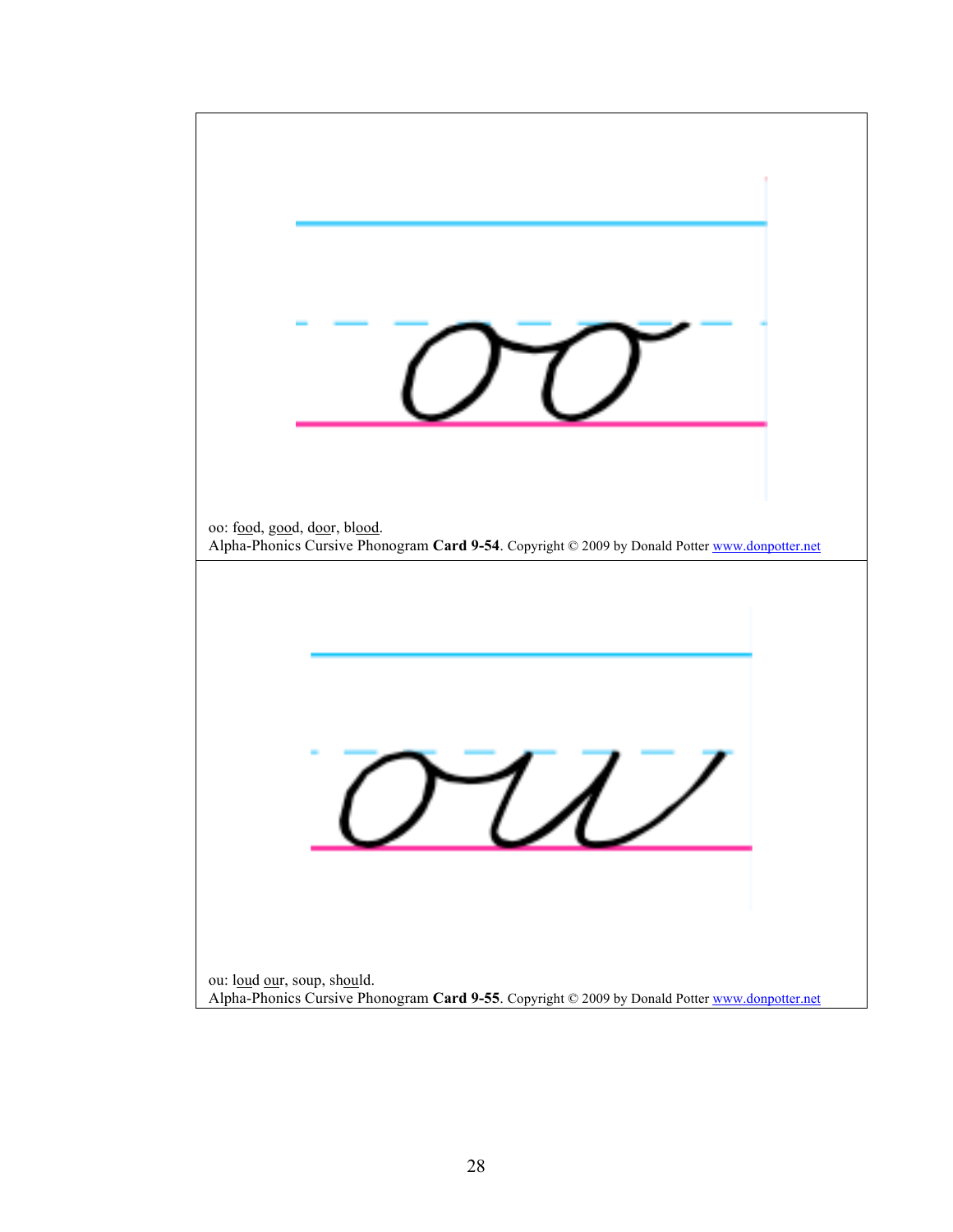oo: f<u>oo</u>d, g<u>oo</u>d, d<u>oo</u>r, bl<u>oo</u>d.
Alpha-Phonics Cursive Phonogram **Card 9-54**. Copyright © 2009 by Donald Potter www.donpotter.net

ou: l<u>ou</u>d <u>ou</u>r, soup, sh<u>ou</u>ld.
Alpha-Phonics Cursive Phonogram **Card 9-55**. Copyright © 2009 by Donald Potter www.donpotter.net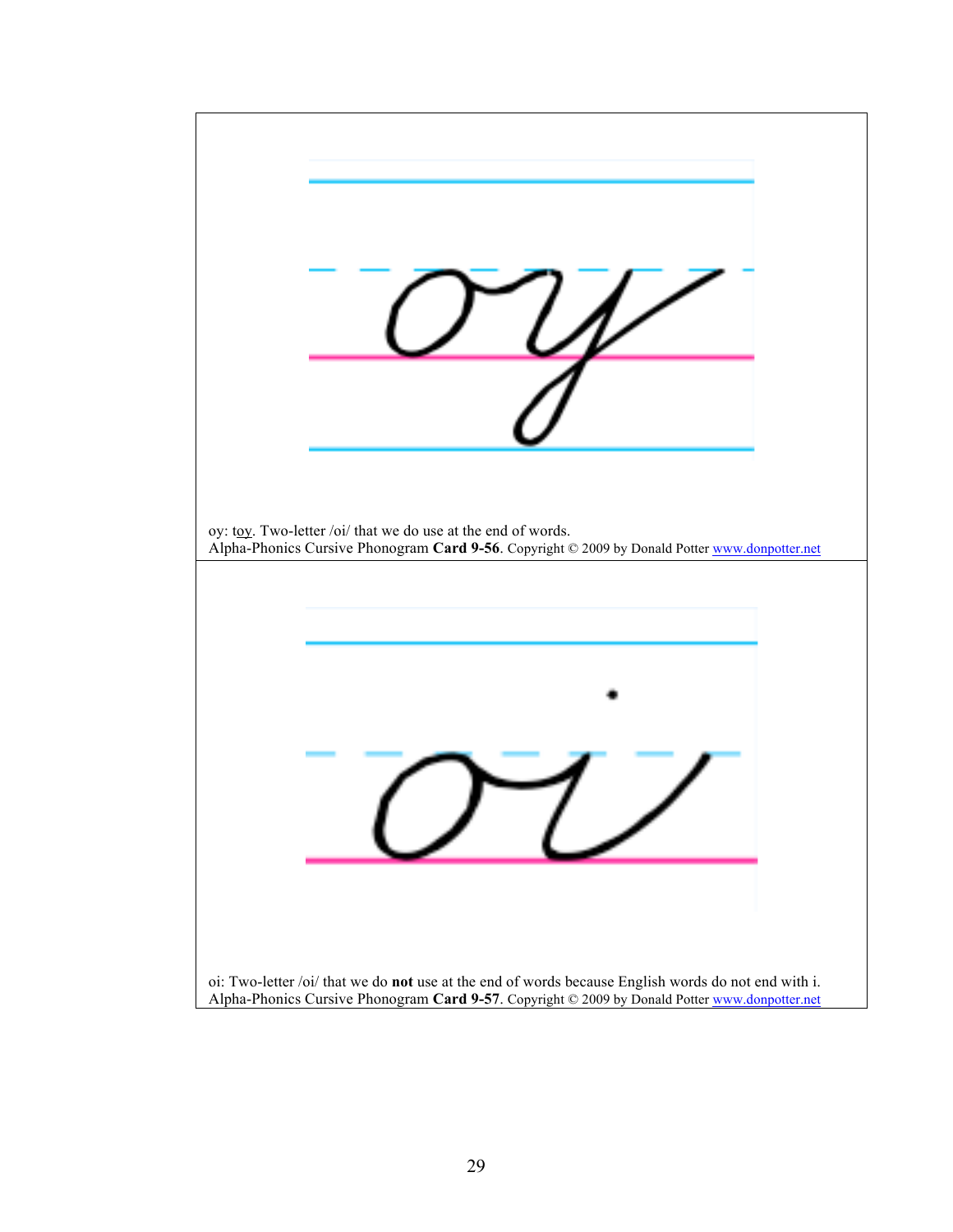oy: toy. Two-letter /oi/ that we do use at the end of words.
Alpha-Phonics Cursive Phonogram **Card 9-56**. Copyright © 2009 by Donald Potter www.donpotter.net

oi: Two-letter /oi/ that we do **not** use at the end of words because English words do not end with i.
Alpha-Phonics Cursive Phonogram **Card 9-57**. Copyright © 2009 by Donald Potter www.donpotter.net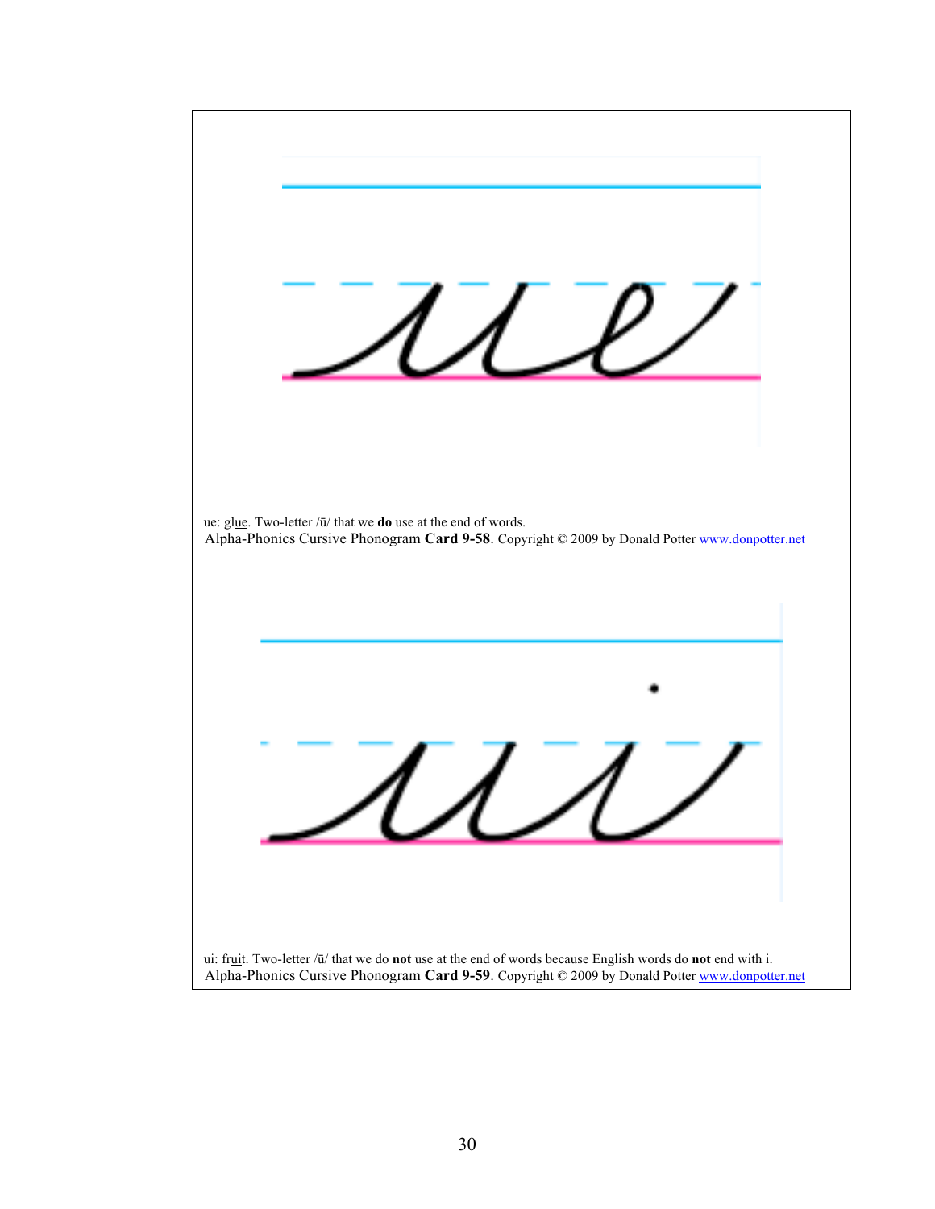ue: gl<u>ue</u>. Two-letter /ū/ that we **do** use at the end of words.

Alpha-Phonics Cursive Phonogram **Card 9-58**. Copyright © 2009 by Donald Potter www.donpotter.net

ui: fr<u>ui</u>t. Two-letter /ū/ that we do **not** use at the end of words because English words do **not** end with i.

Alpha-Phonics Cursive Phonogram **Card 9-59**. Copyright © 2009 by Donald Potter www.donpotter.net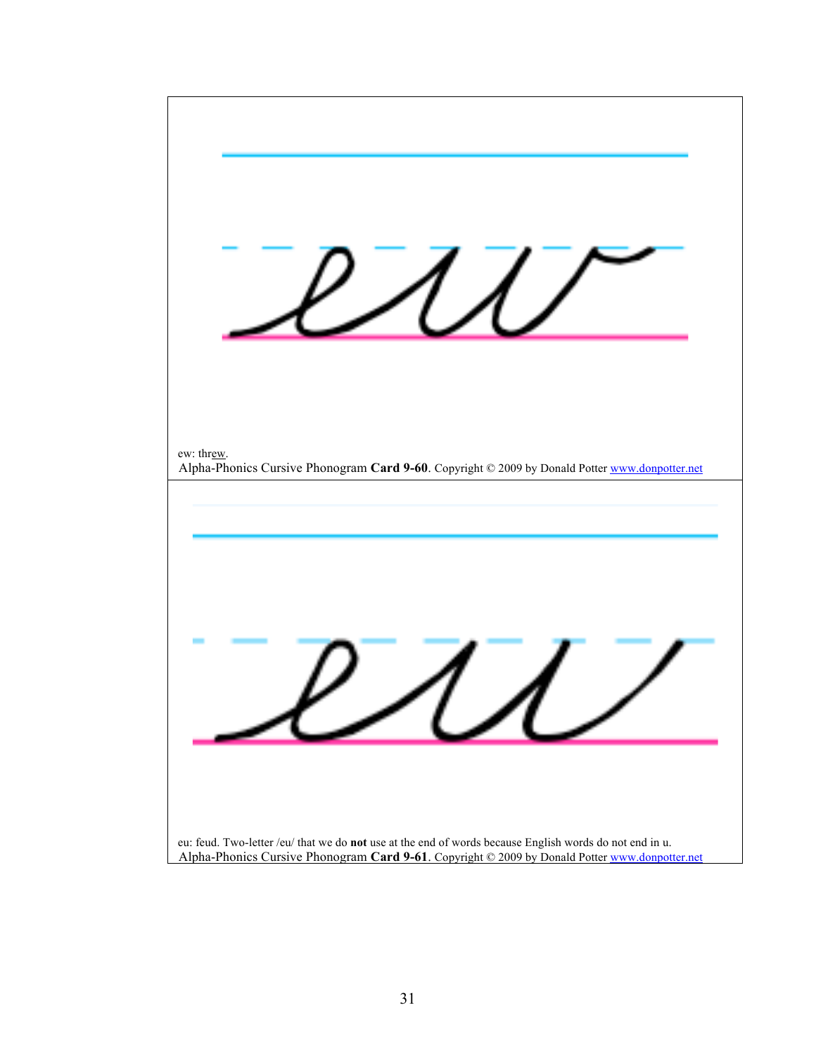ew: thr<u>ew</u>.

Alpha-Phonics Cursive Phonogram **Card 9-60**. Copyright © 2009 by Donald Potter www.donpotter.net

eu: feud. Two-letter /eu/ that we do **not** use at the end of words because English words do not end in u.

Alpha-Phonics Cursive Phonogram **Card 9-61**. Copyright © 2009 by Donald Potter www.donpotter.net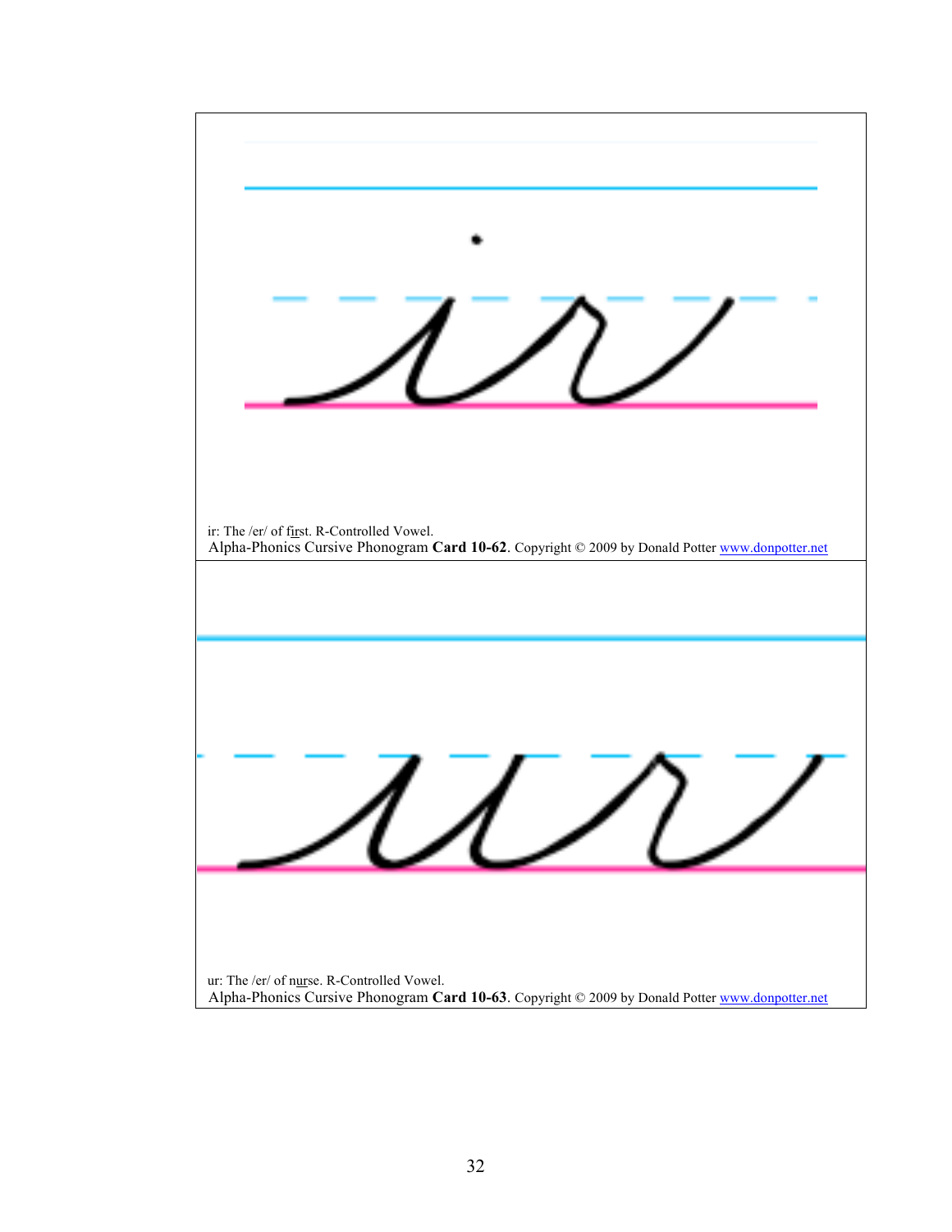ir: The /er/ of f<u>ir</u>st. R-Controlled Vowel.

Alpha-Phonics Cursive Phonogram **Card 10-62**. Copyright © 2009 by Donald Potter www.donpotter.net

ur: The /er/ of n<u>ur</u>se. R-Controlled Vowel.

Alpha-Phonics Cursive Phonogram **Card 10-63**. Copyright © 2009 by Donald Potter www.donpotter.net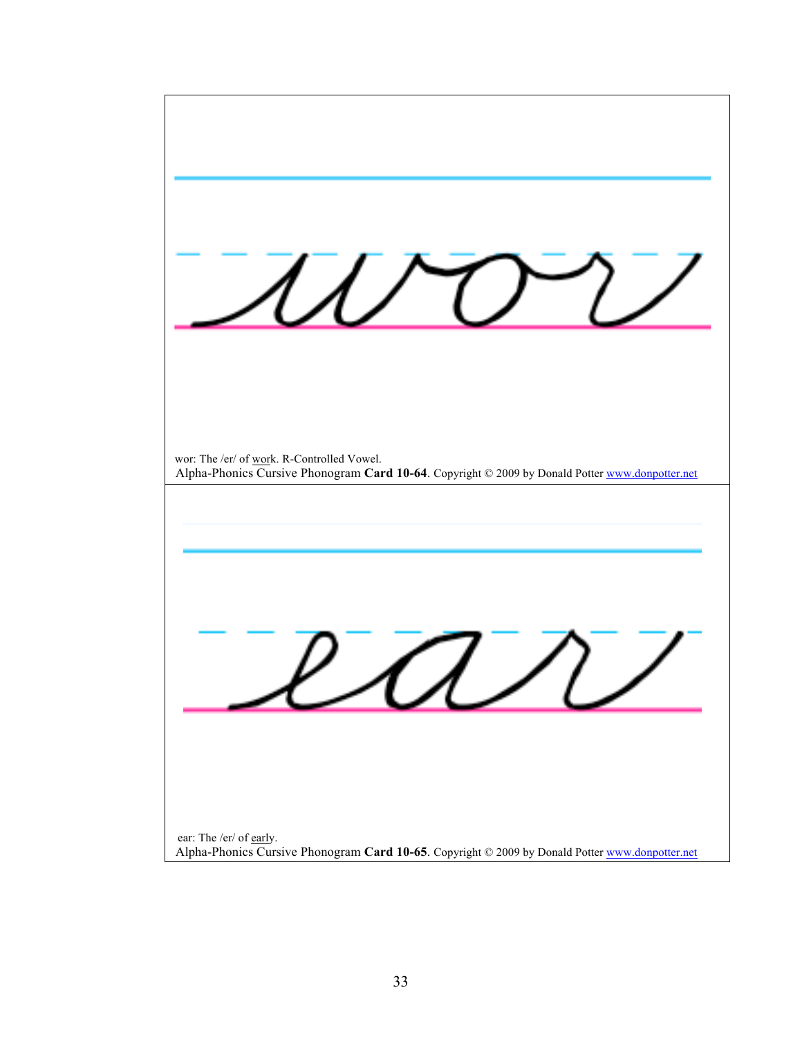wor

wor: The /er/ of <u>wor</u>k. R-Controlled Vowel.

Alpha-Phonics Cursive Phonogram **Card 10-64**. Copyright © 2009 by Donald Potter www.donpotter.net

ear

ear: The /er/ of <u>ear</u>ly.

Alpha-Phonics Cursive Phonogram **Card 10-65**. Copyright © 2009 by Donald Potter www.donpotter.net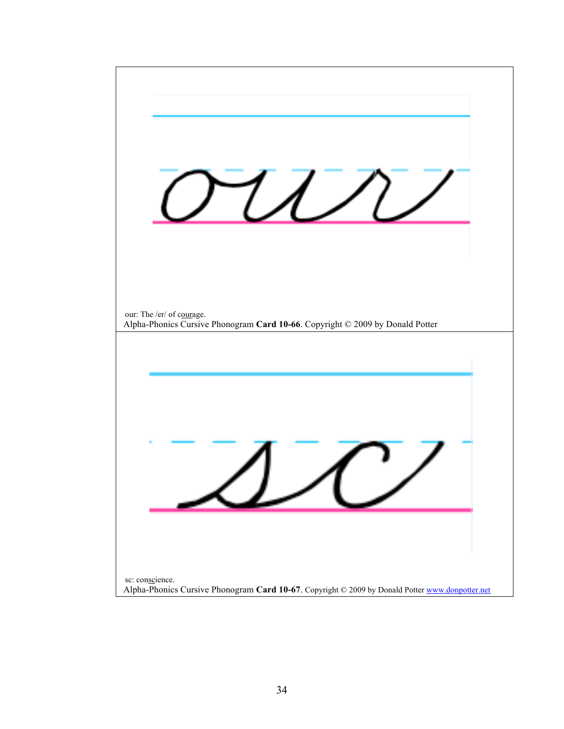our

our: The /er/ of c<u>our</u>age.

Alpha-Phonics Cursive Phonogram **Card 10-66**. Copyright © 2009 by Donald Potter

sc

sc: con<u>sc</u>ience.

Alpha-Phonics Cursive Phonogram **Card 10-67**. Copyright © 2009 by Donald Potter www.donpotter.net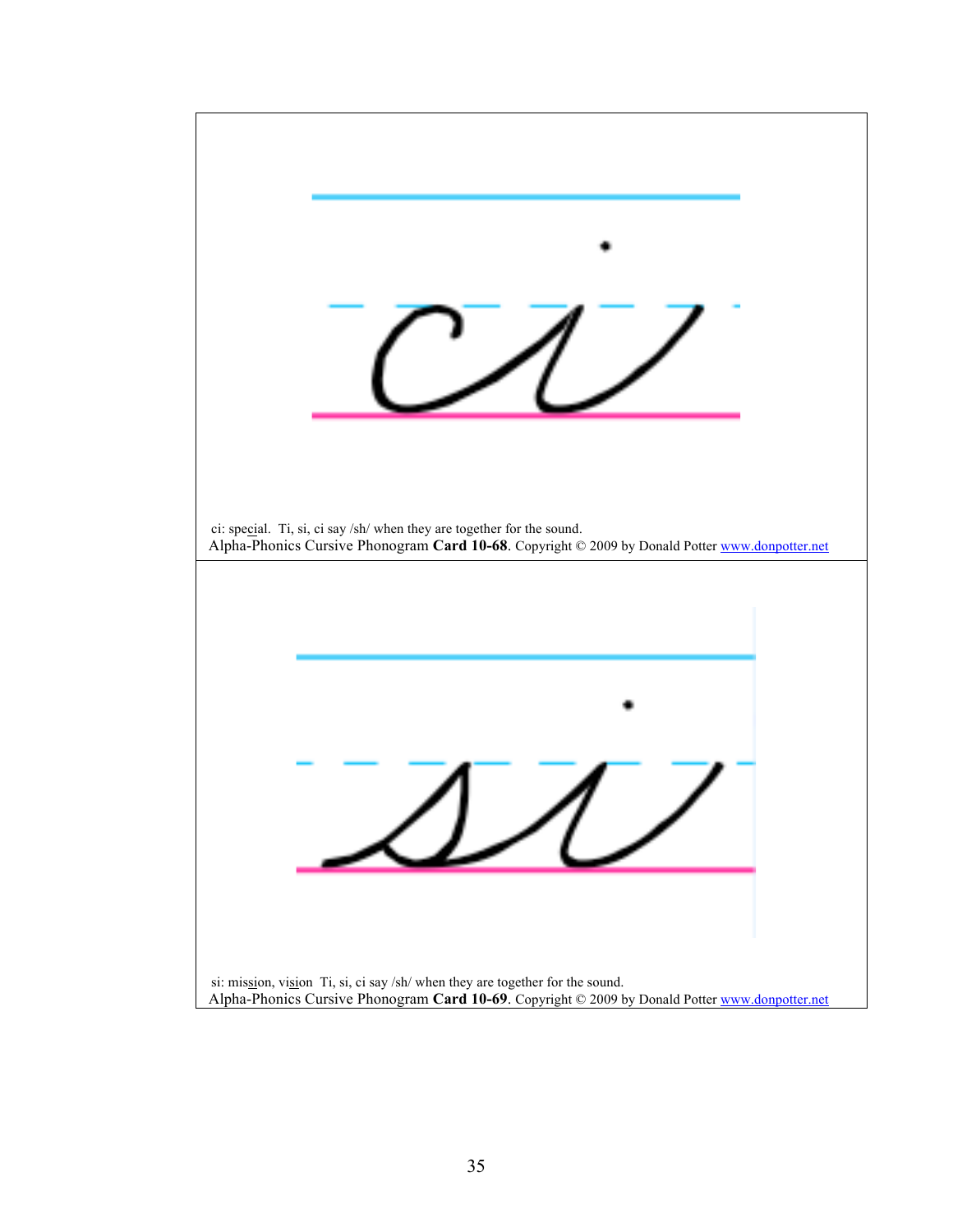ci

ci: spe<u>ci</u>al. Ti, si, ci say /sh/ when they are together for the sound.

Alpha-Phonics Cursive Phonogram **Card 10-68**. Copyright © 2009 by Donald Potter www.donpotter.net

---

si

si: mis<u>si</u>on, vi<u>si</u>on Ti, si, ci say /sh/ when they are together for the sound.

Alpha-Phonics Cursive Phonogram **Card 10-69**. Copyright © 2009 by Donald Potter www.donpotter.net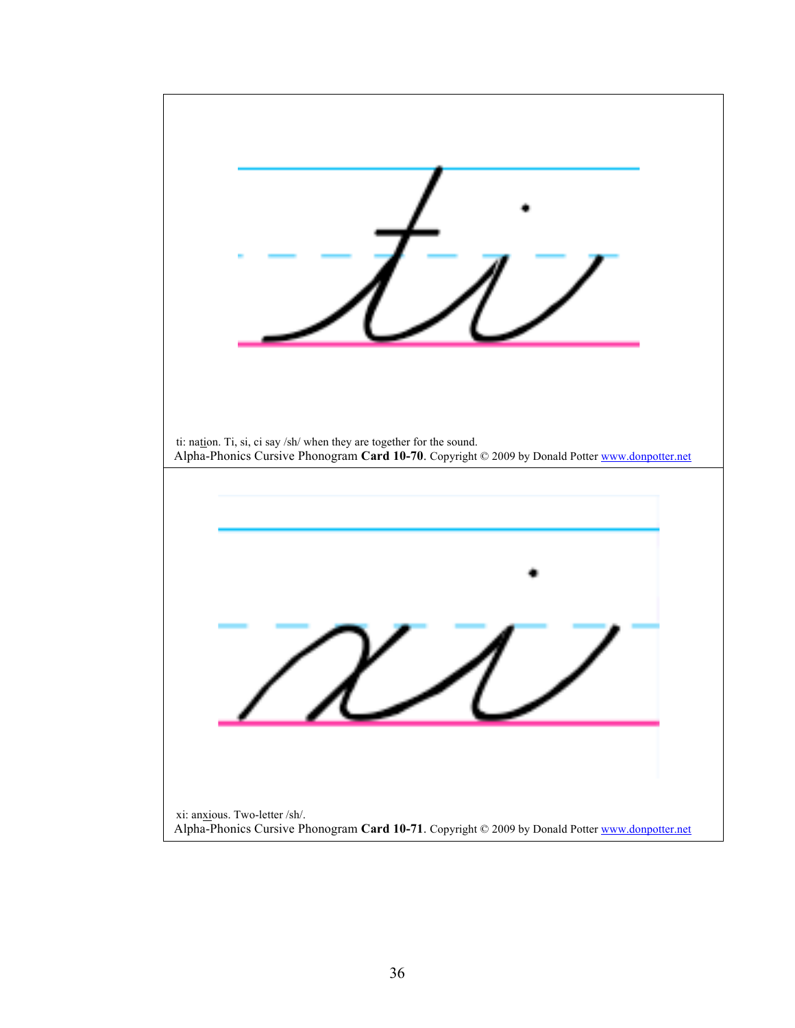ti: nat<u>i</u>on. Ti, si, ci say /sh/ when they are together for the sound.

Alpha-Phonics Cursive Phonogram **Card 10-70**. Copyright © 2009 by Donald Potter www.donpotter.net

xi: an<u>xi</u>ous. Two-letter /sh/.

Alpha-Phonics Cursive Phonogram **Card 10-71**. Copyright © 2009 by Donald Potter www.donpotter.net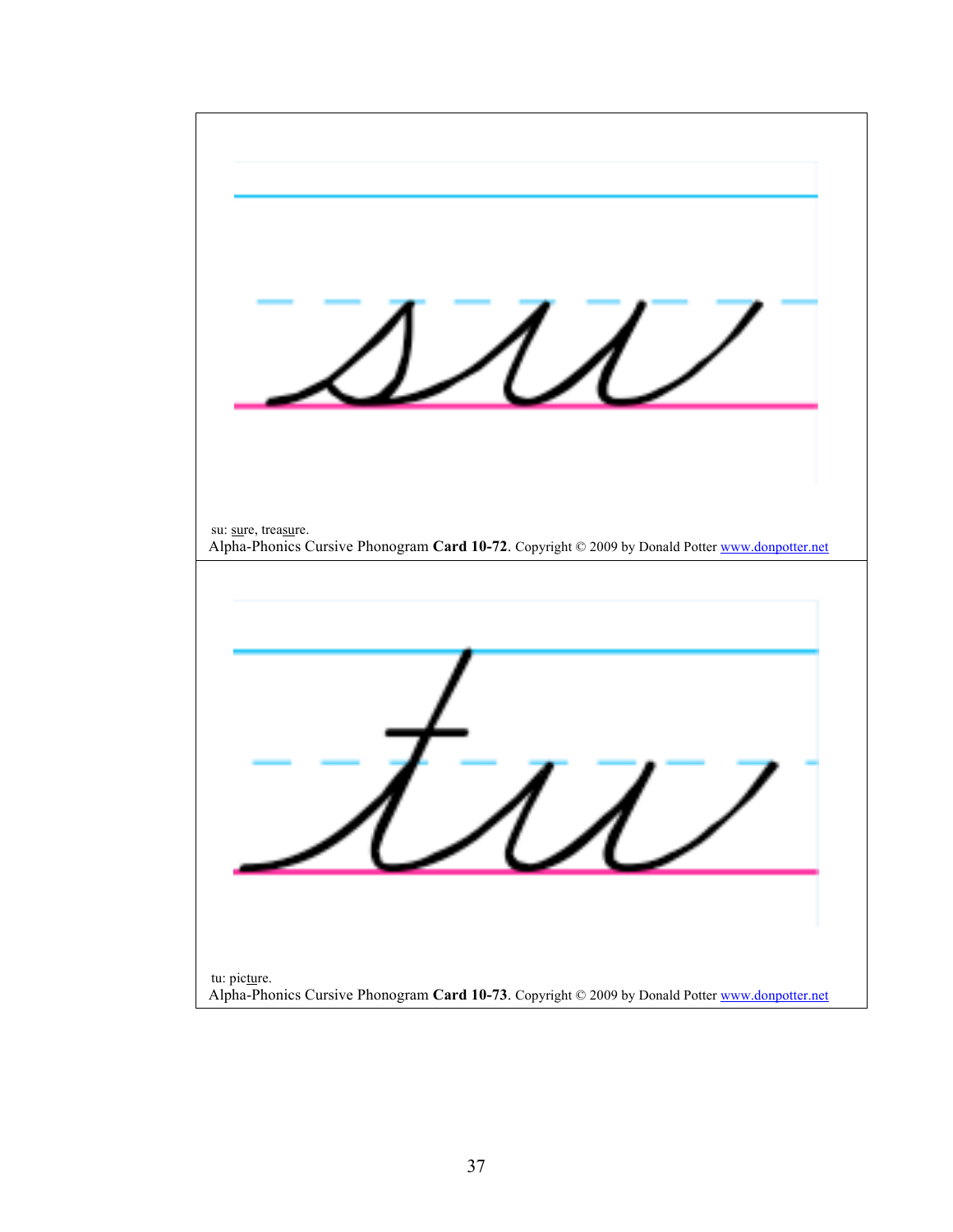su: sure, treasure.

Alpha-Phonics Cursive Phonogram **Card 10-72**. Copyright © 2009 by Donald Potter www.donpotter.net

tu: picture.

Alpha-Phonics Cursive Phonogram **Card 10-73**. Copyright © 2009 by Donald Potter www.donpotter.net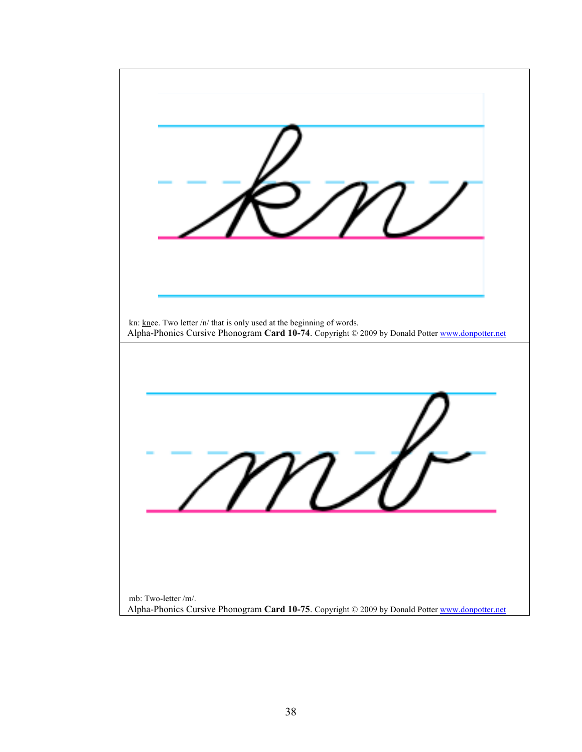kn: <u>kn</u>ee. Two letter /n/ that is only used at the beginning of words.

Alpha-Phonics Cursive Phonogram **Card 10-74**. Copyright © 2009 by Donald Potter www.donpotter.net

mb: Two-letter /m/.

Alpha-Phonics Cursive Phonogram **Card 10-75**. Copyright © 2009 by Donald Potter www.donpotter.net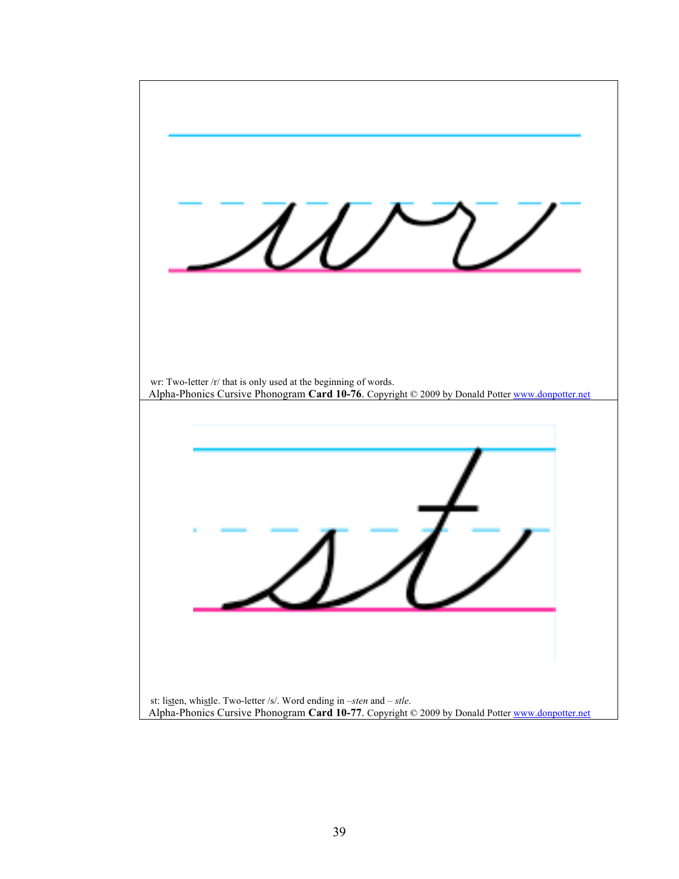wr: Two-letter /r/ that is only used at the beginning of words.

Alpha-Phonics Cursive Phonogram **Card 10-76**. Copyright © 2009 by Donald Potter www.donpotter.net

st: li<u>st</u>en, whi<u>st</u>le. Two-letter /s/. Word ending in *–sten* and *– stle*.

Alpha-Phonics Cursive Phonogram **Card 10-77**. Copyright © 2009 by Donald Potter www.donpotter.net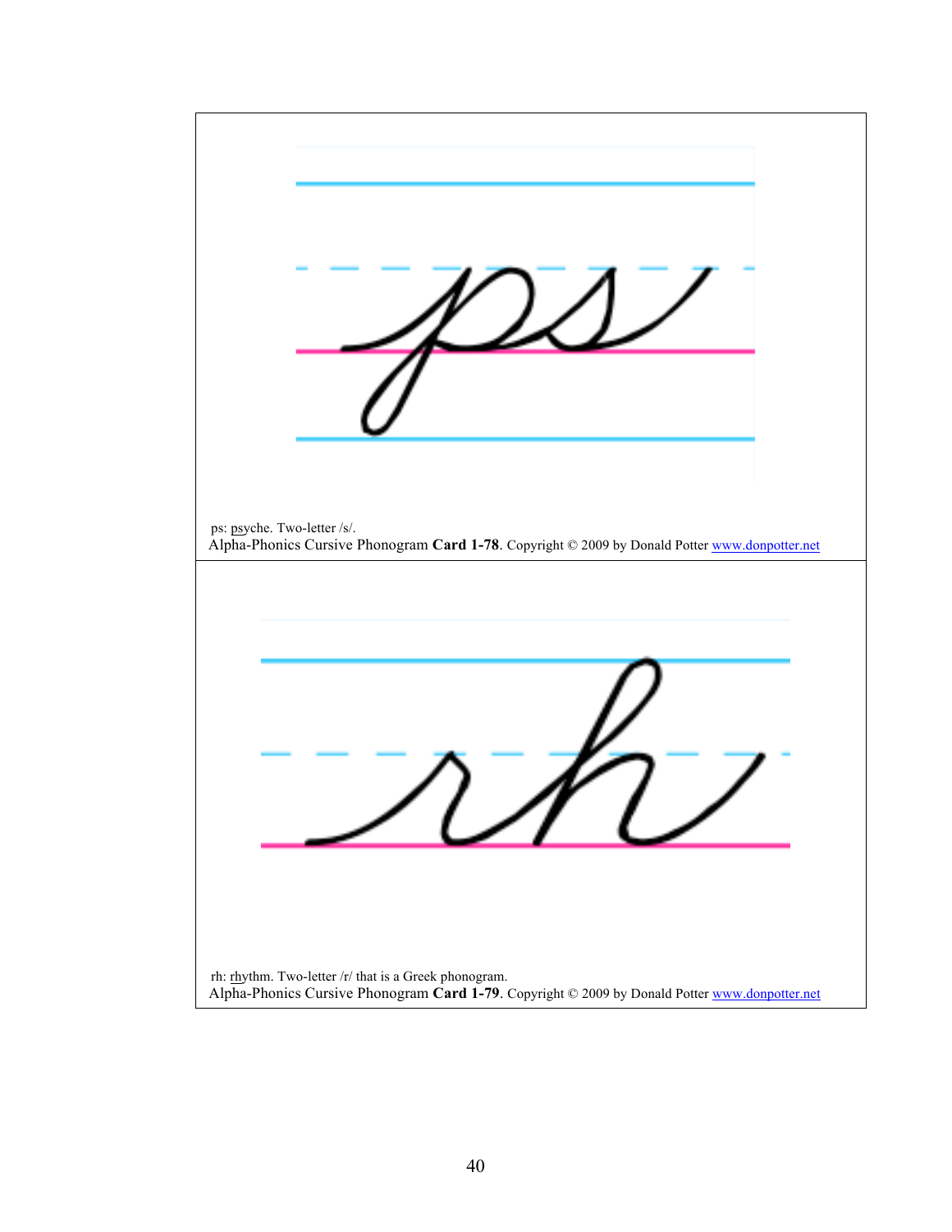ps: <u>ps</u>yche. Two-letter /s/.

Alpha-Phonics Cursive Phonogram **Card 1-78**. Copyright © 2009 by Donald Potter www.donpotter.net

rh: <u>rh</u>ythm. Two-letter /r/ that is a Greek phonogram.

Alpha-Phonics Cursive Phonogram **Card 1-79**. Copyright © 2009 by Donald Potter www.donpotter.net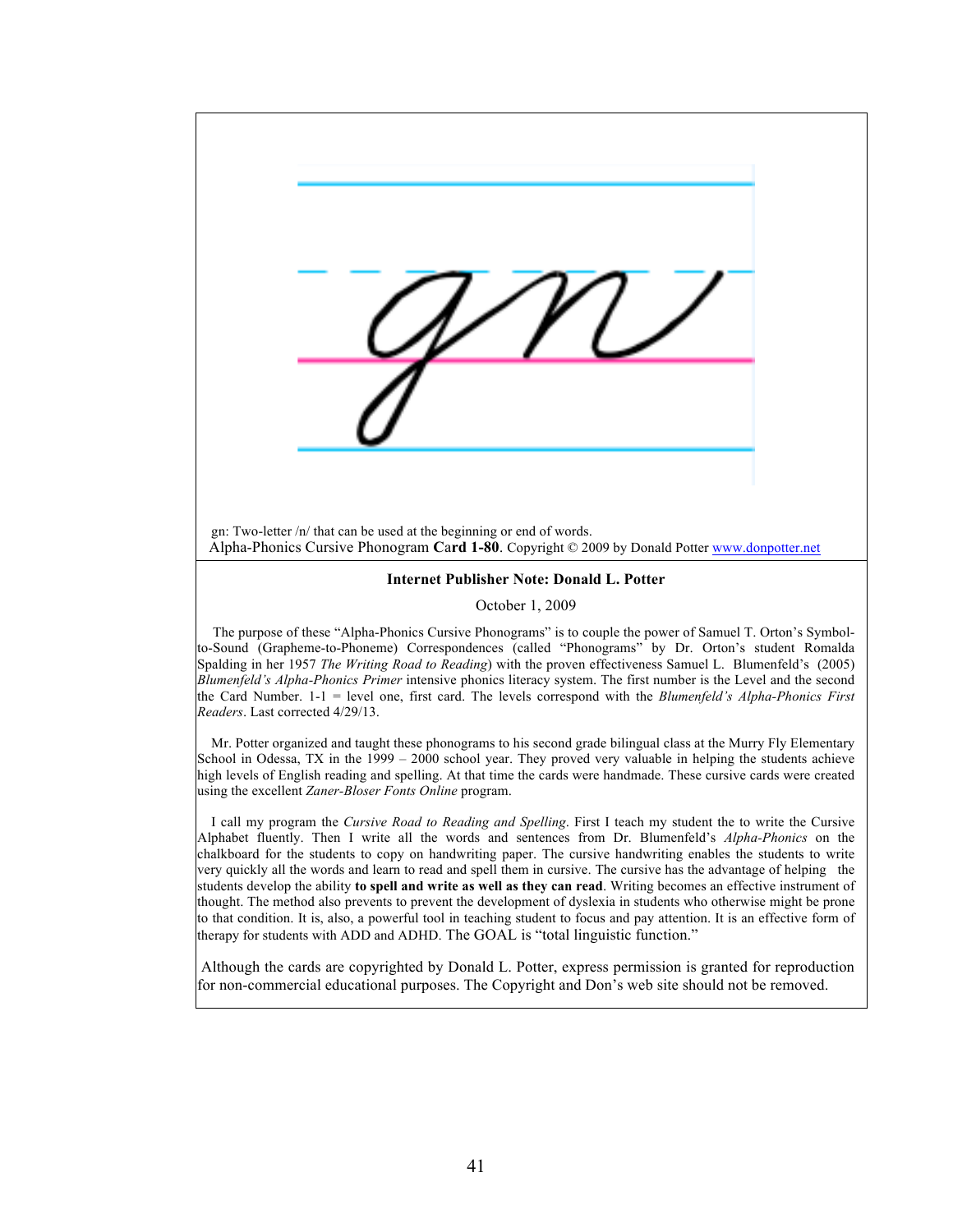gn: Two-letter /n/ that can be used at the beginning or end of words.

Alpha-Phonics Cursive Phonogram **Card 1-80**. Copyright © 2009 by Donald Potter www.donpotter.net

**Internet Publisher Note: Donald L. Potter**

October 1, 2009

The purpose of these "Alpha-Phonics Cursive Phonograms" is to couple the power of Samuel T. Orton's Symbol-to-Sound (Grapheme-to-Phoneme) Correspondences (called "Phonograms" by Dr. Orton's student Romalda Spalding in her 1957 *The Writing Road to Reading*) with the proven effectiveness Samuel L. Blumenfeld's (2005) *Blumenfeld's Alpha-Phonics Primer* intensive phonics literacy system. The first number is the Level and the second the Card Number. 1-1 = level one, first card. The levels correspond with the *Blumenfeld's Alpha-Phonics First Readers*. Last corrected 4/29/13.

Mr. Potter organized and taught these phonograms to his second grade bilingual class at the Murry Fly Elementary School in Odessa, TX in the 1999 – 2000 school year. They proved very valuable in helping the students achieve high levels of English reading and spelling. At that time the cards were handmade. These cursive cards were created using the excellent *Zaner-Bloser Fonts Online* program.

I call my program the *Cursive Road to Reading and Spelling*. First I teach my student the to write the Cursive Alphabet fluently. Then I write all the words and sentences from Dr. Blumenfeld's *Alpha-Phonics* on the chalkboard for the students to copy on handwriting paper. The cursive handwriting enables the students to write very quickly all the words and learn to read and spell them in cursive. The cursive has the advantage of helping the students develop the ability **to spell and write as well as they can read**. Writing becomes an effective instrument of thought. The method also prevents to prevent the development of dyslexia in students who otherwise might be prone to that condition. It is, also, a powerful tool in teaching student to focus and pay attention. It is an effective form of therapy for students with ADD and ADHD. The GOAL is "total linguistic function."

Although the cards are copyrighted by Donald L. Potter, express permission is granted for reproduction for non-commercial educational purposes. The Copyright and Don's web site should not be removed.